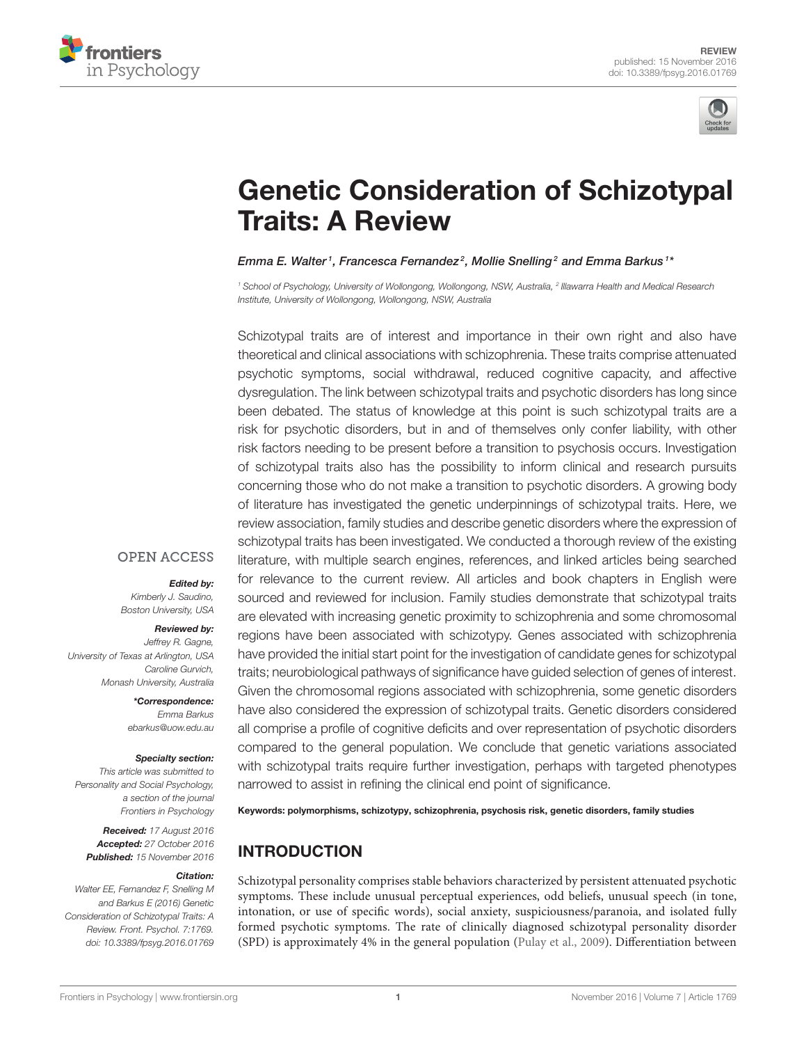REVIEW
published: 15 November 2016
doi: 10.3389/fpsyg.2016.01769

# Genetic Consideration of Schizotypal Traits: A Review

*Emma E. Walter[1], Francesca Fernandez[2], Mollie Snelling[2] and Emma Barkus[1]**

[1] School of Psychology, University of Wollongong, Wollongong, NSW, Australia, [2] Illawarra Health and Medical Research Institute, University of Wollongong, Wollongong, NSW, Australia

Schizotypal traits are of interest and importance in their own right and also have theoretical and clinical associations with schizophrenia. These traits comprise attenuated psychotic symptoms, social withdrawal, reduced cognitive capacity, and affective dysregulation. The link between schizotypal traits and psychotic disorders has long since been debated. The status of knowledge at this point is such schizotypal traits are a risk for psychotic disorders, but in and of themselves only confer liability, with other risk factors needing to be present before a transition to psychosis occurs. Investigation of schizotypal traits also has the possibility to inform clinical and research pursuits concerning those who do not make a transition to psychotic disorders. A growing body of literature has investigated the genetic underpinnings of schizotypal traits. Here, we review association, family studies and describe genetic disorders where the expression of schizotypal traits has been investigated. We conducted a thorough review of the existing literature, with multiple search engines, references, and linked articles being searched for relevance to the current review. All articles and book chapters in English were sourced and reviewed for inclusion. Family studies demonstrate that schizotypal traits are elevated with increasing genetic proximity to schizophrenia and some chromosomal regions have been associated with schizotypy. Genes associated with schizophrenia have provided the initial start point for the investigation of candidate genes for schizotypal traits; neurobiological pathways of significance have guided selection of genes of interest. Given the chromosomal regions associated with schizophrenia, some genetic disorders have also considered the expression of schizotypal traits. Genetic disorders considered all comprise a profile of cognitive deficits and over representation of psychotic disorders compared to the general population. We conclude that genetic variations associated with schizotypal traits require further investigation, perhaps with targeted phenotypes narrowed to assist in refining the clinical end point of significance.

**Keywords: polymorphisms, schizotypy, schizophrenia, psychosis risk, genetic disorders, family studies**

OPEN ACCESS

***Edited by:***
*Kimberly J. Saudino, Boston University, USA*

***Reviewed by:***
*Jeffrey R. Gagne, University of Texas at Arlington, USA*
*Caroline Gurvich, Monash University, Australia*

***\*Correspondence:***
*Emma Barkus*
*ebarkus@uow.edu.au*

***Specialty section:***
*This article was submitted to Personality and Social Psychology, a section of the journal Frontiers in Psychology*

***Received:** 17 August 2016*
***Accepted:** 27 October 2016*
***Published:** 15 November 2016*

***Citation:***
*Walter EE, Fernandez F, Snelling M and Barkus E (2016) Genetic Consideration of Schizotypal Traits: A Review. Front. Psychol. 7:1769. doi: 10.3389/fpsyg.2016.01769*

## INTRODUCTION

Schizotypal personality comprises stable behaviors characterized by persistent attenuated psychotic symptoms. These include unusual perceptual experiences, odd beliefs, unusual speech (in tone, intonation, or use of specific words), social anxiety, suspiciousness/paranoia, and isolated fully formed psychotic symptoms. The rate of clinically diagnosed schizotypal personality disorder (SPD) is approximately 4% in the general population (Pulay et al., 2009). Differentiation between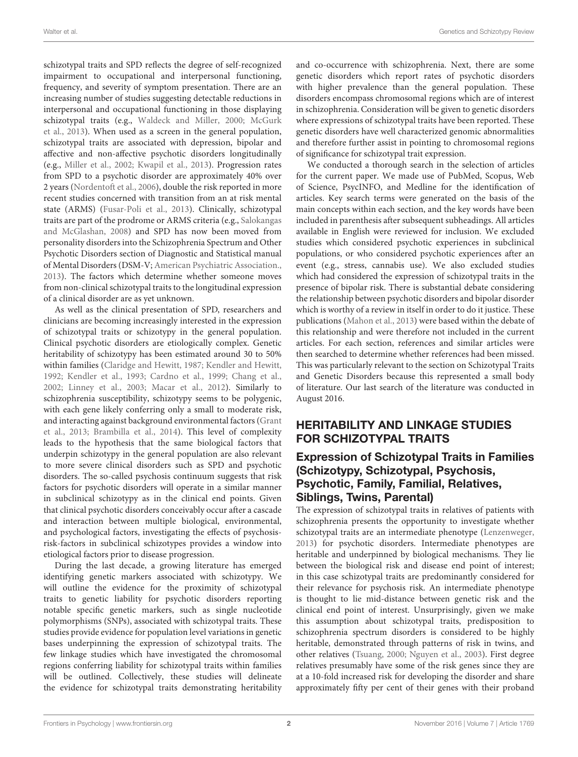schizotypal traits and SPD reflects the degree of self-recognized impairment to occupational and interpersonal functioning, frequency, and severity of symptom presentation. There are an increasing number of studies suggesting detectable reductions in interpersonal and occupational functioning in those displaying schizotypal traits (e.g., Waldeck and Miller, 2000; McGurk et al., 2013). When used as a screen in the general population, schizotypal traits are associated with depression, bipolar and affective and non-affective psychotic disorders longitudinally (e.g., Miller et al., 2002; Kwapil et al., 2013). Progression rates from SPD to a psychotic disorder are approximately 40% over 2 years (Nordentoft et al., 2006), double the risk reported in more recent studies concerned with transition from an at risk mental state (ARMS) (Fusar-Poli et al., 2013). Clinically, schizotypal traits are part of the prodrome or ARMS criteria (e.g., Salokangas and McGlashan, 2008) and SPD has now been moved from personality disorders into the Schizophrenia Spectrum and Other Psychotic Disorders section of Diagnostic and Statistical manual of Mental Disorders (DSM-V; American Psychiatric Association., 2013). The factors which determine whether someone moves from non-clinical schizotypal traits to the longitudinal expression of a clinical disorder are as yet unknown.

As well as the clinical presentation of SPD, researchers and clinicians are becoming increasingly interested in the expression of schizotypal traits or schizotypy in the general population. Clinical psychotic disorders are etiologically complex. Genetic heritability of schizotypy has been estimated around 30 to 50% within families (Claridge and Hewitt, 1987; Kendler and Hewitt, 1992; Kendler et al., 1993; Cardno et al., 1999; Chang et al., 2002; Linney et al., 2003; Macar et al., 2012). Similarly to schizophrenia susceptibility, schizotypy seems to be polygenic, with each gene likely conferring only a small to moderate risk, and interacting against background environmental factors (Grant et al., 2013; Brambilla et al., 2014). This level of complexity leads to the hypothesis that the same biological factors that underpin schizotypy in the general population are also relevant to more severe clinical disorders such as SPD and psychotic disorders. The so-called psychosis continuum suggests that risk factors for psychotic disorders will operate in a similar manner in subclinical schizotypy as in the clinical end points. Given that clinical psychotic disorders conceivably occur after a cascade and interaction between multiple biological, environmental, and psychological factors, investigating the effects of psychosis-risk-factors in subclinical schizotypes provides a window into etiological factors prior to disease progression.

During the last decade, a growing literature has emerged identifying genetic markers associated with schizotypy. We will outline the evidence for the proximity of schizotypal traits to genetic liability for psychotic disorders reporting notable specific genetic markers, such as single nucleotide polymorphisms (SNPs), associated with schizotypal traits. These studies provide evidence for population level variations in genetic bases underpinning the expression of schizotypal traits. The few linkage studies which have investigated the chromosomal regions conferring liability for schizotypal traits within families will be outlined. Collectively, these studies will delineate the evidence for schizotypal traits demonstrating heritability and co-occurrence with schizophrenia. Next, there are some genetic disorders which report rates of psychotic disorders with higher prevalence than the general population. These disorders encompass chromosomal regions which are of interest in schizophrenia. Consideration will be given to genetic disorders where expressions of schizotypal traits have been reported. These genetic disorders have well characterized genomic abnormalities and therefore further assist in pointing to chromosomal regions of significance for schizotypal trait expression.

We conducted a thorough search in the selection of articles for the current paper. We made use of PubMed, Scopus, Web of Science, PsycINFO, and Medline for the identification of articles. Key search terms were generated on the basis of the main concepts within each section, and the key words have been included in parenthesis after subsequent subheadings. All articles available in English were reviewed for inclusion. We excluded studies which considered psychotic experiences in subclinical populations, or who considered psychotic experiences after an event (e.g., stress, cannabis use). We also excluded studies which had considered the expression of schizotypal traits in the presence of bipolar risk. There is substantial debate considering the relationship between psychotic disorders and bipolar disorder which is worthy of a review in itself in order to do it justice. These publications (Mahon et al., 2013) were based within the debate of this relationship and were therefore not included in the current articles. For each section, references and similar articles were then searched to determine whether references had been missed. This was particularly relevant to the section on Schizotypal Traits and Genetic Disorders because this represented a small body of literature. Our last search of the literature was conducted in August 2016.

## HERITABILITY AND LINKAGE STUDIES FOR SCHIZOTYPAL TRAITS

### Expression of Schizotypal Traits in Families (Schizotypy, Schizotypal, Psychosis, Psychotic, Family, Familial, Relatives, Siblings, Twins, Parental)

The expression of schizotypal traits in relatives of patients with schizophrenia presents the opportunity to investigate whether schizotypal traits are an intermediate phenotype (Lenzenweger, 2013) for psychotic disorders. Intermediate phenotypes are heritable and underpinned by biological mechanisms. They lie between the biological risk and disease end point of interest; in this case schizotypal traits are predominantly considered for their relevance for psychosis risk. An intermediate phenotype is thought to lie mid-distance between genetic risk and the clinical end point of interest. Unsurprisingly, given we make this assumption about schizotypal traits, predisposition to schizophrenia spectrum disorders is considered to be highly heritable, demonstrated through patterns of risk in twins, and other relatives (Tsuang, 2000; Nguyen et al., 2003). First degree relatives presumably have some of the risk genes since they are at a 10-fold increased risk for developing the disorder and share approximately fifty per cent of their genes with their proband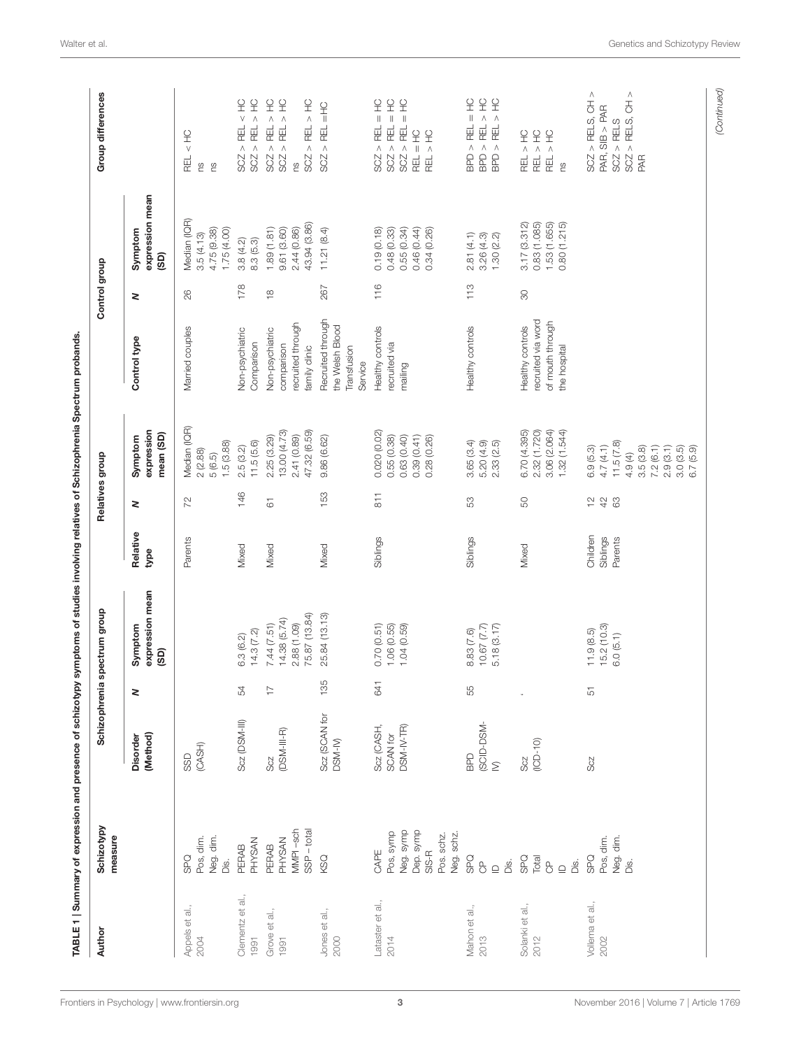TABLE 1 | Summary of expression and presence of schizotypy symptoms of studies involving relatives of Schizophrenia Spectrum probands.

| Author | Schizotypy measure | Schizophrenia spectrum group | | | Relatives group | | | Control group | | | Group differences |
|---|---|---|---|---|---|---|---|---|---|---|---|
| | | Disorder (Method) | N | Symptom expression mean (SD) | Relative type | N | Symptom expression mean (SD) | Control type | N | Symptom expression mean (SD) | |
| Appels et al., 2004 | SPQ | SSD (CASH) | | | Parents | 72 | Median (IQR) | Married couples | 26 | Median (IQR) | |
| | Pos. dim. | | | | | | 2 (2.88) | | | 3.5 (4.13) | REL < HC |
| | Neg. dim. | | | | | | 5 (6.5) | | | 4.75 (9.38) | ns |
| | Dis. | | | | | | 1.5 (3.88) | | | 1.75 (4.00) | ns |
| Clementz et al., 1991 | PERAB | Scz (DSM-III) | 54 | 6.3 (6.2) | Mixed | 146 | 2.5 (3.2) | Non-psychiatric Comparison | 178 | 3.8 (4.2) | SCZ > REL < HC |
| | PHYSAN | | | 14.3 (7.2) | | | 11.5 (5.6) | | | 8.3 (5.3) | SCZ > REL > HC |
| Grove et al., 1991 | PERAB | Scz (DSM-III-R) | 17 | 7.44 (7.51) | Mixed | 61 | 2.25 (3.29) | Non-psychiatric comparison recruited through family clinic | 18 | 1.89 (1.81) | SCZ > REL > HC |
| | PHYSAN | | | 14.38 (5.74) | | | 13.00 (4.73) | | | 9.61 (3.60) | SCZ > REL > HC |
| | MMPI –sch | | | 2.88 (1.09) | | | 2.41 (0.89) | | | 2.44 (0.86) | ns |
| | SSP – total | | | 75.87 (13.84) | | | 47.32 (6.59) | | | 43.94 (3.86) | SCZ > REL > HC |
| Jones et al., 2000 | KSQ | Scz (SCAN for DSM-IV) | 135 | 25.84 (13.13) | Mixed | 153 | 9.86 (6.62) | Recruited through the Welsh Blood Transfusion Service | 267 | 11.21 (8.4) | SCZ > REL =HC |
| Lataster et al., 2014 | CAPE | Scz (CASH, SCAN for DSM-IV-TR) | 641 | | Siblings | 811 | | Healthy controls recruited via mailing | 116 | | |
| | Pos, symp | | | 0.70 (0.51) | | | 0.020 (0.02) | | | 0.19 (0.18) | SCZ > REL = HC |
| | Neg. symp | | | 1.06 (0.55) | | | 0.55 (0.38) | | | 0.48 (0.33) | SCZ > REL = HC |
| | Dep. symp | | | 1.04 (0.59) | | | 0.63 (0.40) | | | 0.55 (0.34) | SCZ > REL = HC |
| | SIS-R | | | | | | | | | | |
| | Pos. schz. | | | | | | 0.39 (0.41) | | | 0.46 (0.44) | REL = HC |
| | Neg. schz. | | | | | | 0.28 (0.26) | | | 0.34 (0.26) | REL > HC |
| Mahon et al., 2013 | SPQ | BPD (SCID-DSM-IV) | 55 | | Siblings | 53 | | Healthy controls | 113 | | |
| | CP | | | 8.83 (7.6) | | | 3.65 (3.4) | | | 2.81 (4.1) | BPD > REL = HC |
| | ID | | | 10.67 (7.7) | | | 5.20 (4.9) | | | 3.26 (4.3) | BPD > REL > HC |
| | Dis. | | | 5.18 (3.17) | | | 2.33 (2.5) | | | 1.30 (2.2) | BPD > REL > HC |
| Solanki et al., 2012 | SPQ | Scz (ICD-10) | - | | Mixed | 50 | | Healthy controls recruited via word of mouth through the hospital | 30 | | |
| | Total | | | | | | 6.70 (4.395) | | | 3.17 (3.312) | REL > HC |
| | CP | | | | | | 2.32 (1.720) | | | 0.83 (1.085) | REL > HC |
| | ID | | | | | | 3.06 (2.064) | | | 1.53 (1.655) | REL > HC |
| | Dis. | | | | | | 1.32 (1.544) | | | 0.80 (1.215) | ns |
| Vollema et al., 2002 | SPQ | Scz | 51 | | Children | 12 | 6.9 (5.3) | | | | |
| | Pos. dim. | | | 11.9 (8.5) | Siblings | 42 | 4.7 (4.1) | | | | SCZ > RELS, CH > PAR, SIB > PAR |
| | Neg. dim. | | | 15.2 (10.3) | Parents | 63 | 11.5 (7.8) | | | | SCZ > RELS |
| | Dis. | | | 6.0 (5.1) | | | 4.9 (4) | | | | SCZ > RELS, CH > PAR |
| | | | | | | | 3.5 (3.8) | | | | |
| | | | | | | | 7.2 (6.1) | | | | |
| | | | | | | | 2.9 (3.1) | | | | |
| | | | | | | | 3.0 (3.5) | | | | |
| | | | | | | | 6.7 (5.9) | | | | |

(Continued)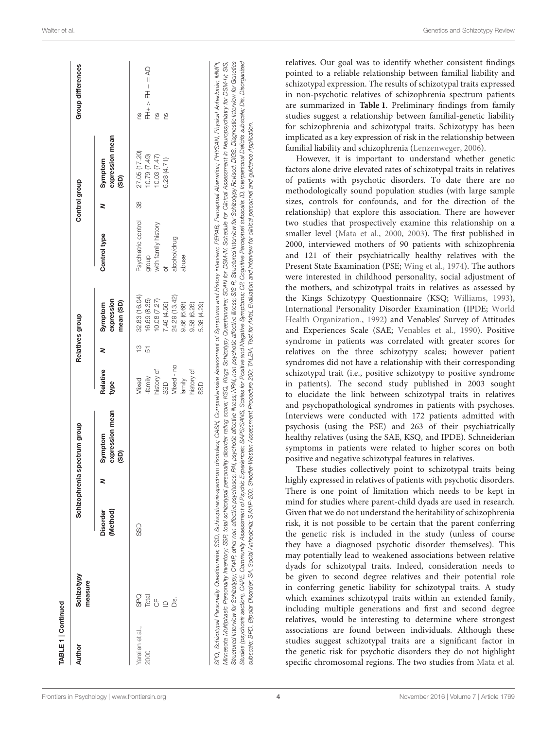**TABLE 1 | Continued**

| Author | Schizotypy measure | Schizophrenia spectrum group | | | Relatives group | | | Control group | | | Group differences |
|---|---|---|---|---|---|---|---|---|---|---|---|
| | | Disorder (Method) | N | Symptom expression mean (SD) | Relative type | N | Symptom expression mean (SD) | Control type | N | Symptom expression mean (SD) | |
| Yaralian et al., 2000 | SPQ | SSD | | | Mixed -family history of SSD | 13 | 32.83 (16.04) | Psychiatric control group with family history of alcohol/drug abuse | 38 | 27.05 (17.20) | ns |
| | Total | | | | | | 16.69 (8.35) | | | 10.79 (7.49) | FH+ > FH − = AD |
| | CP | | | | | | 10.08 (7.27) | | | 10.03 (7.47) | ns |
| | ID | | | | | | 7.46 (4.56) | | | 6.28 (4.71) | ns |
| | Dis. | | | | Mixed - no family history of SSD | 51 | 24.29 (13.42) | | | | |
| | | | | | | | 9.86 (6.68) | | | | |
| | | | | | | | 9.58 (6.26) | | | | |
| | | | | | | | 5.36 (4.29) | | | | |

*SPQ, Schizotypal Personality Questionnaire; SSD, Schizophrenia-spectrum disorders; CASH, Comprehensive Assessment of Symptoms and History interview; PERAB, Perceptual Aberration; PHYSAN, Physical Anhedonia; MMPI, Minnesota Multiphasic Personality Inventory; SSP, total schizotypal personality disorder rating score; KSQ, Kings Schizotypy Questionnaire; SCAN for DSM-IV, Schedule for Clinical Assessment in Neuropsychiatry for DSM-IV; SIS, Structured Interview for Schizotypy; ONAP, other non-affective psychoses; PAI, psychotic affective illness; NPAI, non-psychotic affective illness; SIS-R, Structured Interview for Schizotypy Revised; DIGS, Diagnostic Interview for Genetics Studies (psychosis section), CAPE, Community Assessment of Psychic Experiences; SAPS/SANS, Scales for Positive and Negative Symptoms; CP, Cognitive Perceptual subscale; ID, Interpersonal Deficits subscale; Dis, Disorganized subscale; BPD, Bipolar Disorder; SA, Social Anhedonia; SWAP-200, Shedler-Westen Assessment Procedure 200; TALEIA, Test for AxiaL Evaluation and Interview for clinical personnel and guidance Application.*

relatives. Our goal was to identify whether consistent findings pointed to a reliable relationship between familial liability and schizotypal expression. The results of schizotypal traits expressed in non-psychotic relatives of schizophrenia spectrum patients are summarized in **Table 1**. Preliminary findings from family studies suggest a relationship between familial-genetic liability for schizophrenia and schizotypal traits. Schizotypy has been implicated as a key expression of risk in the relationship between familial liability and schizophrenia (Lenzenweger, 2006).

However, it is important to understand whether genetic factors alone drive elevated rates of schizotypal traits in relatives of patients with psychotic disorders. To date there are no methodologically sound population studies (with large sample sizes, controls for confounds, and for the direction of the relationship) that explore this association. There are however two studies that prospectively examine this relationship on a smaller level (Mata et al., 2000, 2003). The first published in 2000, interviewed mothers of 90 patients with schizophrenia and 121 of their psychiatrically healthy relatives with the Present State Examination (PSE; Wing et al., 1974). The authors were interested in childhood personality, social adjustment of the mothers, and schizotypal traits in relatives as assessed by the Kings Schizotypy Questionnaire (KSQ; Williams, 1993), International Personality Disorder Examination (IPDE; World Health Organization., 1992) and Venables' Survey of Attitudes and Experiences Scale (SAE; Venables et al., 1990). Positive syndrome in patients was correlated with greater scores for relatives on the three schizotypy scales; however patient syndromes did not have a relationship with their corresponding schizotypal trait (i.e., positive schizotypy to positive syndrome in patients). The second study published in 2003 sought to elucidate the link between schizotypal traits in relatives and psychopathological syndromes in patients with psychoses. Interviews were conducted with 172 patients admitted with psychosis (using the PSE) and 263 of their psychiatrically healthy relatives (using the SAE, KSQ, and IPDE). Schneiderian symptoms in patients were related to higher scores on both positive and negative schizotypal features in relatives.

These studies collectively point to schizotypal traits being highly expressed in relatives of patients with psychotic disorders. There is one point of limitation which needs to be kept in mind for studies where parent-child dyads are used in research. Given that we do not understand the heritability of schizophrenia risk, it is not possible to be certain that the parent conferring the genetic risk is included in the study (unless of course they have a diagnosed psychotic disorder themselves). This may potentially lead to weakened associations between relative dyads for schizotypal traits. Indeed, consideration needs to be given to second degree relatives and their potential role in conferring genetic liability for schizotypal traits. A study which examines schizotypal traits within an extended family, including multiple generations and first and second degree relatives, would be interesting to determine where strongest associations are found between individuals. Although these studies suggest schizotypal traits are a significant factor in the genetic risk for psychotic disorders they do not highlight specific chromosomal regions. The two studies from Mata et al.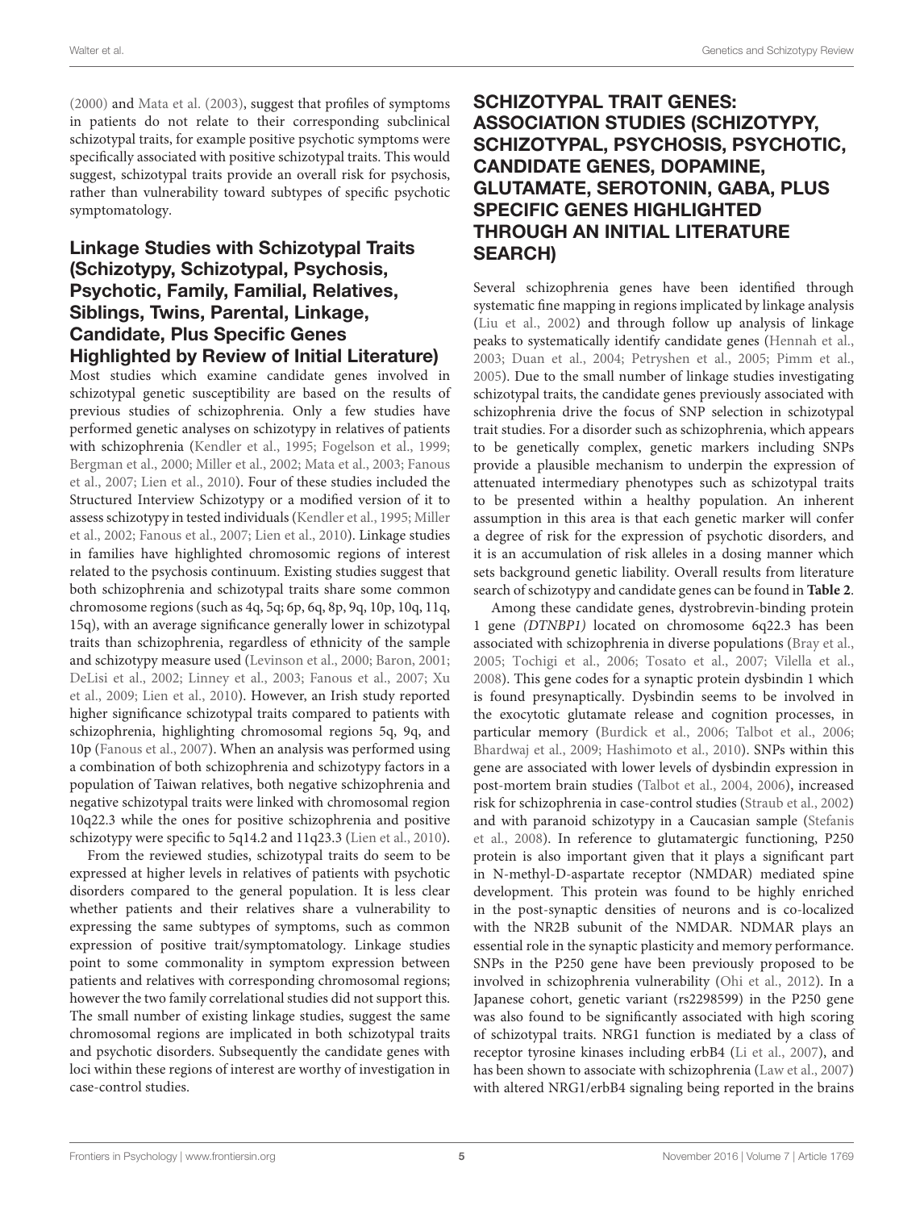(2000) and Mata et al. (2003), suggest that profiles of symptoms in patients do not relate to their corresponding subclinical schizotypal traits, for example positive psychotic symptoms were specifically associated with positive schizotypal traits. This would suggest, schizotypal traits provide an overall risk for psychosis, rather than vulnerability toward subtypes of specific psychotic symptomatology.

## Linkage Studies with Schizotypal Traits (Schizotypy, Schizotypal, Psychosis, Psychotic, Family, Familial, Relatives, Siblings, Twins, Parental, Linkage, Candidate, Plus Specific Genes Highlighted by Review of Initial Literature)

Most studies which examine candidate genes involved in schizotypal genetic susceptibility are based on the results of previous studies of schizophrenia. Only a few studies have performed genetic analyses on schizotypy in relatives of patients with schizophrenia (Kendler et al., 1995; Fogelson et al., 1999; Bergman et al., 2000; Miller et al., 2002; Mata et al., 2003; Fanous et al., 2007; Lien et al., 2010). Four of these studies included the Structured Interview Schizotypy or a modified version of it to assess schizotypy in tested individuals (Kendler et al., 1995; Miller et al., 2002; Fanous et al., 2007; Lien et al., 2010). Linkage studies in families have highlighted chromosomic regions of interest related to the psychosis continuum. Existing studies suggest that both schizophrenia and schizotypal traits share some common chromosome regions (such as 4q, 5q; 6p, 6q, 8p, 9q, 10p, 10q, 11q, 15q), with an average significance generally lower in schizotypal traits than schizophrenia, regardless of ethnicity of the sample and schizotypy measure used (Levinson et al., 2000; Baron, 2001; DeLisi et al., 2002; Linney et al., 2003; Fanous et al., 2007; Xu et al., 2009; Lien et al., 2010). However, an Irish study reported higher significance schizotypal traits compared to patients with schizophrenia, highlighting chromosomal regions 5q, 9q, and 10p (Fanous et al., 2007). When an analysis was performed using a combination of both schizophrenia and schizotypy factors in a population of Taiwan relatives, both negative schizophrenia and negative schizotypal traits were linked with chromosomal region 10q22.3 while the ones for positive schizophrenia and positive schizotypy were specific to 5q14.2 and 11q23.3 (Lien et al., 2010).

From the reviewed studies, schizotypal traits do seem to be expressed at higher levels in relatives of patients with psychotic disorders compared to the general population. It is less clear whether patients and their relatives share a vulnerability to expressing the same subtypes of symptoms, such as common expression of positive trait/symptomatology. Linkage studies point to some commonality in symptom expression between patients and relatives with corresponding chromosomal regions; however the two family correlational studies did not support this. The small number of existing linkage studies, suggest the same chromosomal regions are implicated in both schizotypal traits and psychotic disorders. Subsequently the candidate genes with loci within these regions of interest are worthy of investigation in case-control studies.

# SCHIZOTYPAL TRAIT GENES: ASSOCIATION STUDIES (SCHIZOTYPY, SCHIZOTYPAL, PSYCHOSIS, PSYCHOTIC, CANDIDATE GENES, DOPAMINE, GLUTAMATE, SEROTONIN, GABA, PLUS SPECIFIC GENES HIGHLIGHTED THROUGH AN INITIAL LITERATURE SEARCH)

Several schizophrenia genes have been identified through systematic fine mapping in regions implicated by linkage analysis (Liu et al., 2002) and through follow up analysis of linkage peaks to systematically identify candidate genes (Hennah et al., 2003; Duan et al., 2004; Petryshen et al., 2005; Pimm et al., 2005). Due to the small number of linkage studies investigating schizotypal traits, the candidate genes previously associated with schizophrenia drive the focus of SNP selection in schizotypal trait studies. For a disorder such as schizophrenia, which appears to be genetically complex, genetic markers including SNPs provide a plausible mechanism to underpin the expression of attenuated intermediary phenotypes such as schizotypal traits to be presented within a healthy population. An inherent assumption in this area is that each genetic marker will confer a degree of risk for the expression of psychotic disorders, and it is an accumulation of risk alleles in a dosing manner which sets background genetic liability. Overall results from literature search of schizotypy and candidate genes can be found in **Table 2**.

Among these candidate genes, dystrobrevin-binding protein 1 gene *(DTNBP1)* located on chromosome 6q22.3 has been associated with schizophrenia in diverse populations (Bray et al., 2005; Tochigi et al., 2006; Tosato et al., 2007; Vilella et al., 2008). This gene codes for a synaptic protein dysbindin 1 which is found presynaptically. Dysbindin seems to be involved in the exocytotic glutamate release and cognition processes, in particular memory (Burdick et al., 2006; Talbot et al., 2006; Bhardwaj et al., 2009; Hashimoto et al., 2010). SNPs within this gene are associated with lower levels of dysbindin expression in post-mortem brain studies (Talbot et al., 2004, 2006), increased risk for schizophrenia in case-control studies (Straub et al., 2002) and with paranoid schizotypy in a Caucasian sample (Stefanis et al., 2008). In reference to glutamatergic functioning, P250 protein is also important given that it plays a significant part in N-methyl-D-aspartate receptor (NMDAR) mediated spine development. This protein was found to be highly enriched in the post-synaptic densities of neurons and is co-localized with the NR2B subunit of the NMDAR. NDMAR plays an essential role in the synaptic plasticity and memory performance. SNPs in the P250 gene have been previously proposed to be involved in schizophrenia vulnerability (Ohi et al., 2012). In a Japanese cohort, genetic variant (rs2298599) in the P250 gene was also found to be significantly associated with high scoring of schizotypal traits. NRG1 function is mediated by a class of receptor tyrosine kinases including erbB4 (Li et al., 2007), and has been shown to associate with schizophrenia (Law et al., 2007) with altered NRG1/erbB4 signaling being reported in the brains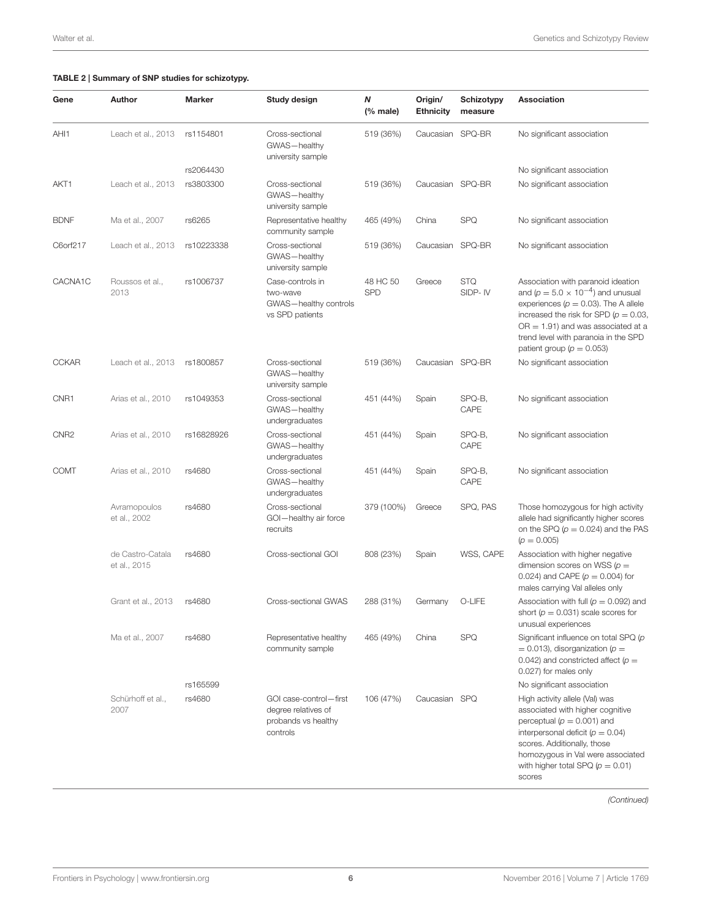**TABLE 2 | Summary of SNP studies for schizotypy.**

| Gene | Author | Marker | Study design | N (% male) | Origin/ Ethnicity | Schizotypy measure | Association |
|---|---|---|---|---|---|---|---|
| AHI1 | Leach et al., 2013 | rs1154801 | Cross-sectional GWAS—healthy university sample | 519 (36%) | Caucasian | SPQ-BR | No significant association |
| | | rs2064430 | | | | | No significant association |
| AKT1 | Leach et al., 2013 | rs3803300 | Cross-sectional GWAS—healthy university sample | 519 (36%) | Caucasian | SPQ-BR | No significant association |
| BDNF | Ma et al., 2007 | rs6265 | Representative healthy community sample | 465 (49%) | China | SPQ | No significant association |
| C6orf217 | Leach et al., 2013 | rs10223338 | Cross-sectional GWAS—healthy university sample | 519 (36%) | Caucasian | SPQ-BR | No significant association |
| CACNA1C | Roussos et al., 2013 | rs1006737 | Case-controls in two-wave GWAS—healthy controls vs SPD patients | 48 HC 50 SPD | Greece | STQ SIDP- IV | Association with paranoid ideation and ($p = 5.0 \times 10^{-4}$) and unusual experiences ($p = 0.03$). The A allele increased the risk for SPD ($p = 0.03$, OR = 1.91) and was associated at a trend level with paranoia in the SPD patient group ($p = 0.053$) |
| CCKAR | Leach et al., 2013 | rs1800857 | Cross-sectional GWAS—healthy university sample | 519 (36%) | Caucasian | SPQ-BR | No significant association |
| CNR1 | Arias et al., 2010 | rs1049353 | Cross-sectional GWAS—healthy undergraduates | 451 (44%) | Spain | SPQ-B, CAPE | No significant association |
| CNR2 | Arias et al., 2010 | rs16828926 | Cross-sectional GWAS—healthy undergraduates | 451 (44%) | Spain | SPQ-B, CAPE | No significant association |
| COMT | Arias et al., 2010 | rs4680 | Cross-sectional GWAS—healthy undergraduates | 451 (44%) | Spain | SPQ-B, CAPE | No significant association |
| | Avramopoulos et al., 2002 | rs4680 | Cross-sectional GOI—healthy air force recruits | 379 (100%) | Greece | SPQ, PAS | Those homozygous for high activity allele had significantly higher scores on the SPQ ($p = 0.024$) and the PAS ($p = 0.005$) |
| | de Castro-Catala et al., 2015 | rs4680 | Cross-sectional GOI | 808 (23%) | Spain | WSS, CAPE | Association with higher negative dimension scores on WSS ($p = 0.024$) and CAPE ($p = 0.004$) for males carrying Val alleles only |
| | Grant et al., 2013 | rs4680 | Cross-sectional GWAS | 288 (31%) | Germany | O-LIFE | Association with full ($p = 0.092$) and short ($p = 0.031$) scale scores for unusual experiences |
| | Ma et al., 2007 | rs4680 | Representative healthy community sample | 465 (49%) | China | SPQ | Significant influence on total SPQ ($p = 0.013$), disorganization ($p = 0.042$) and constricted affect ($p = 0.027$) for males only |
| | | rs165599 | | | | | No significant association |
| | Schürhoff et al., 2007 | rs4680 | GOI case-control—first degree relatives of probands vs healthy controls | 106 (47%) | Caucasian | SPQ | High activity allele (Val) was associated with higher cognitive perceptual ($p = 0.001$) and interpersonal deficit ($p = 0.04$) scores. Additionally, those homozygous in Val were associated with higher total SPQ ($p = 0.01$) scores |

*(Continued)*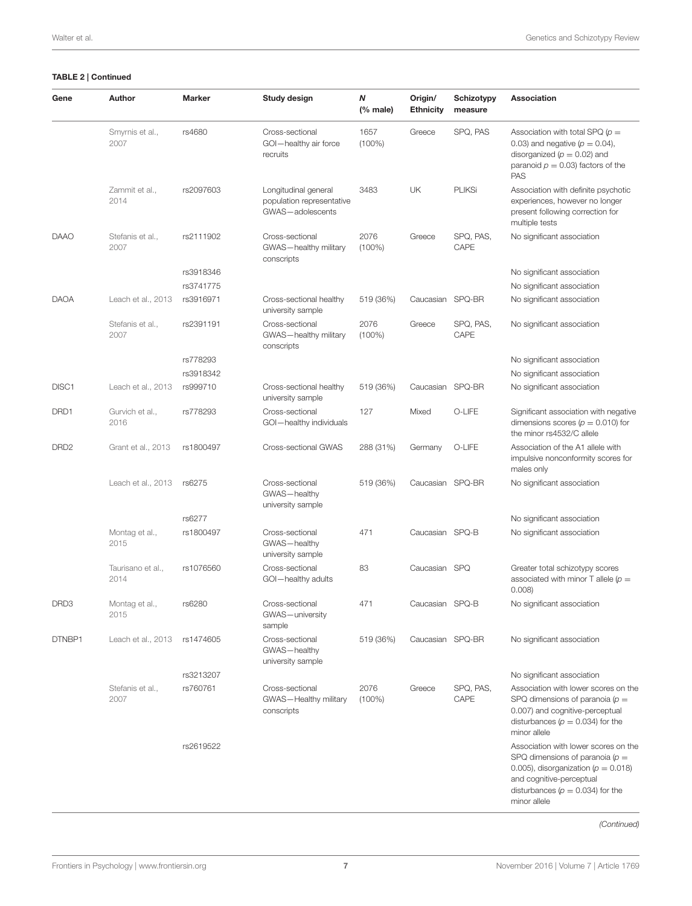**TABLE 2 | Continued**

| Gene | Author | Marker | Study design | *N* (% male) | Origin/ Ethnicity | Schizotypy measure | Association |
|---|---|---|---|---|---|---|---|
| | Smyrnis et al., 2007 | rs4680 | Cross-sectional GOI—healthy air force recruits | 1657 (100%) | Greece | SPQ, PAS | Association with total SPQ ($p = 0.03$) and negative ($p = 0.04$), disorganized ($p = 0.02$) and paranoid $p = 0.03$) factors of the PAS |
| | Zammit et al., 2014 | rs2097603 | Longitudinal general population representative GWAS—adolescents | 3483 | UK | PLIKSi | Association with definite psychotic experiences, however no longer present following correction for multiple tests |
| DAAO | Stefanis et al., 2007 | rs2111902 | Cross-sectional GWAS—healthy military conscripts | 2076 (100%) | Greece | SPQ, PAS, CAPE | No significant association |
| | | rs3918346 | | | | | No significant association |
| | | rs3741775 | | | | | No significant association |
| DAOA | Leach et al., 2013 | rs3916971 | Cross-sectional healthy university sample | 519 (36%) | Caucasian | SPQ-BR | No significant association |
| | Stefanis et al., 2007 | rs2391191 | Cross-sectional GWAS—healthy military conscripts | 2076 (100%) | Greece | SPQ, PAS, CAPE | No significant association |
| | | rs778293 | | | | | No significant association |
| | | rs3918342 | | | | | No significant association |
| DISC1 | Leach et al., 2013 | rs999710 | Cross-sectional healthy university sample | 519 (36%) | Caucasian | SPQ-BR | No significant association |
| DRD1 | Gurvich et al., 2016 | rs778293 | Cross-sectional GOI—healthy individuals | 127 | Mixed | O-LIFE | Significant association with negative dimensions scores ($p = 0.010$) for the minor rs4532/C allele |
| DRD2 | Grant et al., 2013 | rs1800497 | Cross-sectional GWAS | 288 (31%) | Germany | O-LIFE | Association of the A1 allele with impulsive nonconformity scores for males only |
| | Leach et al., 2013 | rs6275 | Cross-sectional GWAS—healthy university sample | 519 (36%) | Caucasian | SPQ-BR | No significant association |
| | | rs6277 | | | | | No significant association |
| | Montag et al., 2015 | rs1800497 | Cross-sectional GWAS—healthy university sample | 471 | Caucasian | SPQ-B | No significant association |
| | Taurisano et al., 2014 | rs1076560 | Cross-sectional GOI—healthy adults | 83 | Caucasian | SPQ | Greater total schizotypy scores associated with minor T allele ($p = 0.008$) |
| DRD3 | Montag et al., 2015 | rs6280 | Cross-sectional GWAS—university sample | 471 | Caucasian | SPQ-B | No significant association |
| DTNBP1 | Leach et al., 2013 | rs1474605 | Cross-sectional GWAS—healthy university sample | 519 (36%) | Caucasian | SPQ-BR | No significant association |
| | | rs3213207 | | | | | No significant association |
| | Stefanis et al., 2007 | rs760761 | Cross-sectional GWAS—Healthy military conscripts | 2076 (100%) | Greece | SPQ, PAS, CAPE | Association with lower scores on the SPQ dimensions of paranoia ($p = 0.007$) and cognitive-perceptual disturbances ($p = 0.034$) for the minor allele |
| | | rs2619522 | | | | | Association with lower scores on the SPQ dimensions of paranoia ($p = 0.005$), disorganization ($p = 0.018$) and cognitive-perceptual disturbances ($p = 0.034$) for the minor allele |

*(Continued)*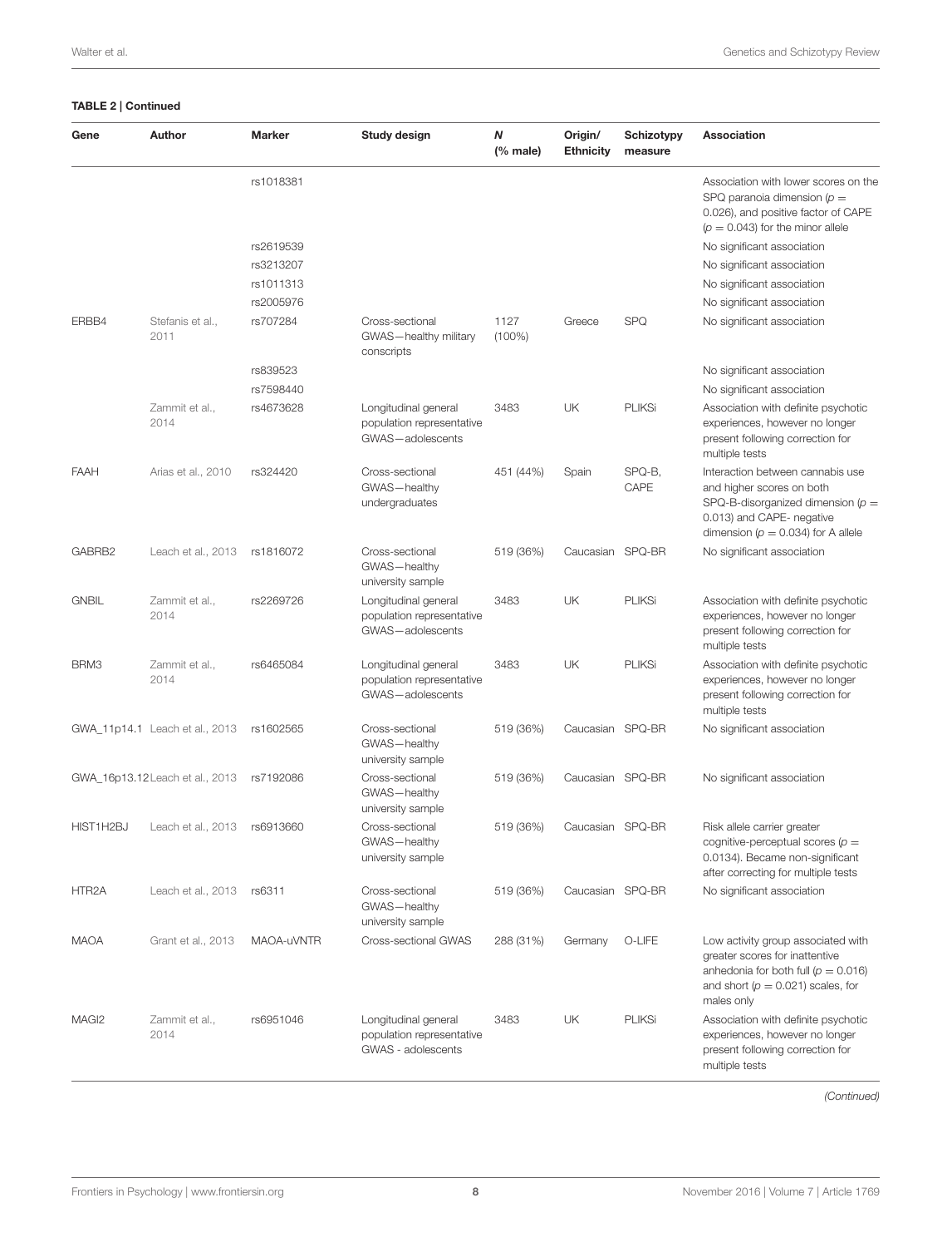**TABLE 2 | Continued**

| Gene | Author | Marker | Study design | *N* (% male) | Origin/ Ethnicity | Schizotypy measure | Association |
|---|---|---|---|---|---|---|---|
| | | rs1018381 | | | | | Association with lower scores on the SPQ paranoia dimension ($p = 0.026$), and positive factor of CAPE ($p = 0.043$) for the minor allele |
| | | rs2619539 | | | | | No significant association |
| | | rs3213207 | | | | | No significant association |
| | | rs1011313 | | | | | No significant association |
| | | rs2005976 | | | | | No significant association |
| ERBB4 | Stefanis et al., 2011 | rs707284 | Cross-sectional GWAS—healthy military conscripts | 1127 (100%) | Greece | SPQ | No significant association |
| | | rs839523 | | | | | No significant association |
| | | rs7598440 | | | | | No significant association |
| | Zammit et al., 2014 | rs4673628 | Longitudinal general population representative GWAS—adolescents | 3483 | UK | PLIKSi | Association with definite psychotic experiences, however no longer present following correction for multiple tests |
| FAAH | Arias et al., 2010 | rs324420 | Cross-sectional GWAS—healthy undergraduates | 451 (44%) | Spain | SPQ-B, CAPE | Interaction between cannabis use and higher scores on both SPQ-B-disorganized dimension ($p = 0.013$) and CAPE- negative dimension ($p = 0.034$) for A allele |
| GABRB2 | Leach et al., 2013 | rs1816072 | Cross-sectional GWAS—healthy university sample | 519 (36%) | Caucasian | SPQ-BR | No significant association |
| GNBIL | Zammit et al., 2014 | rs2269726 | Longitudinal general population representative GWAS—adolescents | 3483 | UK | PLIKSi | Association with definite psychotic experiences, however no longer present following correction for multiple tests |
| BRM3 | Zammit et al., 2014 | rs6465084 | Longitudinal general population representative GWAS—adolescents | 3483 | UK | PLIKSi | Association with definite psychotic experiences, however no longer present following correction for multiple tests |
| GWA_11p14.1 | Leach et al., 2013 | rs1602565 | Cross-sectional GWAS—healthy university sample | 519 (36%) | Caucasian | SPQ-BR | No significant association |
| GWA_16p13.12 | Leach et al., 2013 | rs7192086 | Cross-sectional GWAS—healthy university sample | 519 (36%) | Caucasian | SPQ-BR | No significant association |
| HIST1H2BJ | Leach et al., 2013 | rs6913660 | Cross-sectional GWAS—healthy university sample | 519 (36%) | Caucasian | SPQ-BR | Risk allele carrier greater cognitive-perceptual scores ($p = 0.0134$). Became non-significant after correcting for multiple tests |
| HTR2A | Leach et al., 2013 | rs6311 | Cross-sectional GWAS—healthy university sample | 519 (36%) | Caucasian | SPQ-BR | No significant association |
| MAOA | Grant et al., 2013 | MAOA-uVNTR | Cross-sectional GWAS | 288 (31%) | Germany | O-LIFE | Low activity group associated with greater scores for inattentive anhedonia for both full ($p = 0.016$) and short ($p = 0.021$) scales, for males only |
| MAGI2 | Zammit et al., 2014 | rs6951046 | Longitudinal general population representative GWAS - adolescents | 3483 | UK | PLIKSi | Association with definite psychotic experiences, however no longer present following correction for multiple tests |

*(Continued)*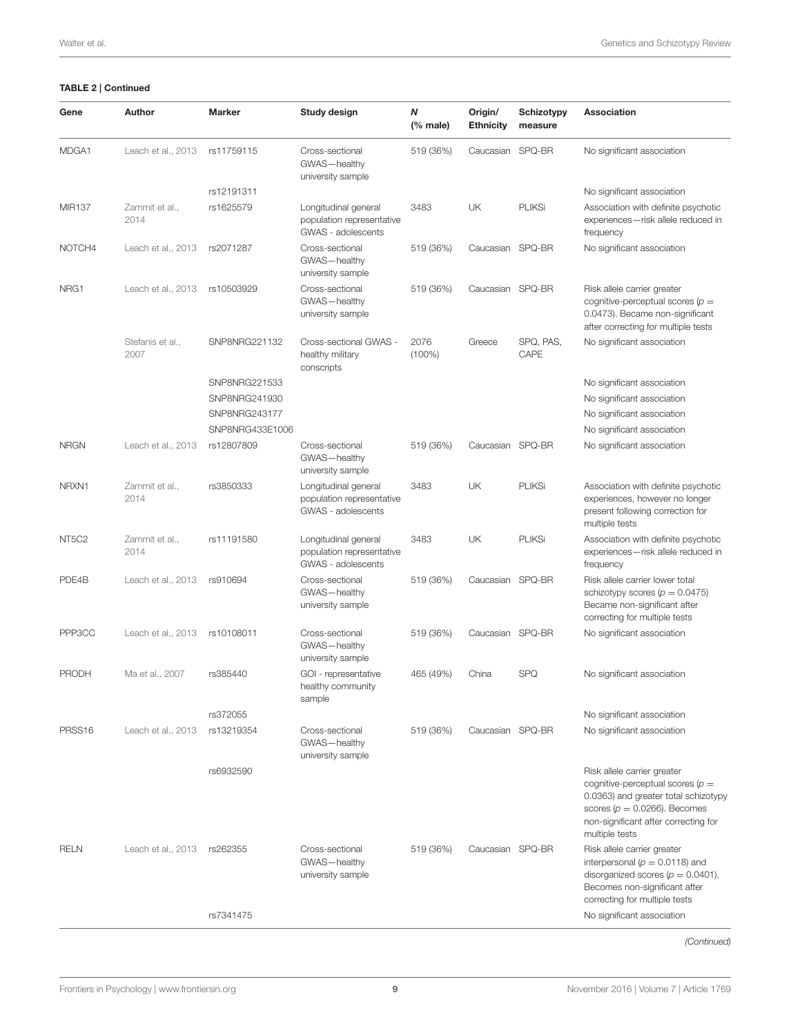**TABLE 2 | Continued**

| Gene | Author | Marker | Study design | N (% male) | Origin/ Ethnicity | Schizotypy measure | Association |
|---|---|---|---|---|---|---|---|
| MDGA1 | Leach et al., 2013 | rs11759115 | Cross-sectional GWAS—healthy university sample | 519 (36%) | Caucasian | SPQ-BR | No significant association |
| | | rs12191311 | | | | | No significant association |
| MIR137 | Zammit et al., 2014 | rs1625579 | Longitudinal general population representative GWAS - adolescents | 3483 | UK | PLIKSi | Association with definite psychotic experiences—risk allele reduced in frequency |
| NOTCH4 | Leach et al., 2013 | rs2071287 | Cross-sectional GWAS—healthy university sample | 519 (36%) | Caucasian | SPQ-BR | No significant association |
| NRG1 | Leach et al., 2013 | rs10503929 | Cross-sectional GWAS—healthy university sample | 519 (36%) | Caucasian | SPQ-BR | Risk allele carrier greater cognitive-perceptual scores ($p = 0.0473$). Became non-significant after correcting for multiple tests |
| | Stefanis et al., 2007 | SNP8NRG221132 | Cross-sectional GWAS - healthy military conscripts | 2076 (100%) | Greece | SPQ, PAS, CAPE | No significant association |
| | | SNP8NRG221533 | | | | | No significant association |
| | | SNP8NRG241930 | | | | | No significant association |
| | | SNP8NRG243177 | | | | | No significant association |
| | | SNP8NRG433E1006 | | | | | No significant association |
| NRGN | Leach et al., 2013 | rs12807809 | Cross-sectional GWAS—healthy university sample | 519 (36%) | Caucasian | SPQ-BR | No significant association |
| NRXN1 | Zammit et al., 2014 | rs3850333 | Longitudinal general population representative GWAS - adolescents | 3483 | UK | PLIKSi | Association with definite psychotic experiences, however no longer present following correction for multiple tests |
| NT5C2 | Zammit et al., 2014 | rs11191580 | Longitudinal general population representative GWAS - adolescents | 3483 | UK | PLIKSi | Association with definite psychotic experiences—risk allele reduced in frequency |
| PDE4B | Leach et al., 2013 | rs910694 | Cross-sectional GWAS—healthy university sample | 519 (36%) | Caucasian | SPQ-BR | Risk allele carrier lower total schizotypy scores ($p = 0.0475$) Became non-significant after correcting for multiple tests |
| PPP3CC | Leach et al., 2013 | rs10108011 | Cross-sectional GWAS—healthy university sample | 519 (36%) | Caucasian | SPQ-BR | No significant association |
| PRODH | Ma et al., 2007 | rs385440 | GOI - representative healthy community sample | 465 (49%) | China | SPQ | No significant association |
| | | rs372055 | | | | | No significant association |
| PRSS16 | Leach et al., 2013 | rs13219354 | Cross-sectional GWAS—healthy university sample | 519 (36%) | Caucasian | SPQ-BR | No significant association |
| | | rs6932590 | | | | | Risk allele carrier greater cognitive-perceptual scores ($p = 0.0363$) and greater total schizotypy scores ($p = 0.0266$). Becomes non-significant after correcting for multiple tests |
| RELN | Leach et al., 2013 | rs262355 | Cross-sectional GWAS—healthy university sample | 519 (36%) | Caucasian | SPQ-BR | Risk allele carrier greater interpersonal ($p = 0.0118$) and disorganized scores ($p = 0.0401$). Becomes non-significant after correcting for multiple tests |
| | | rs7341475 | | | | | No significant association |

*(Continued)*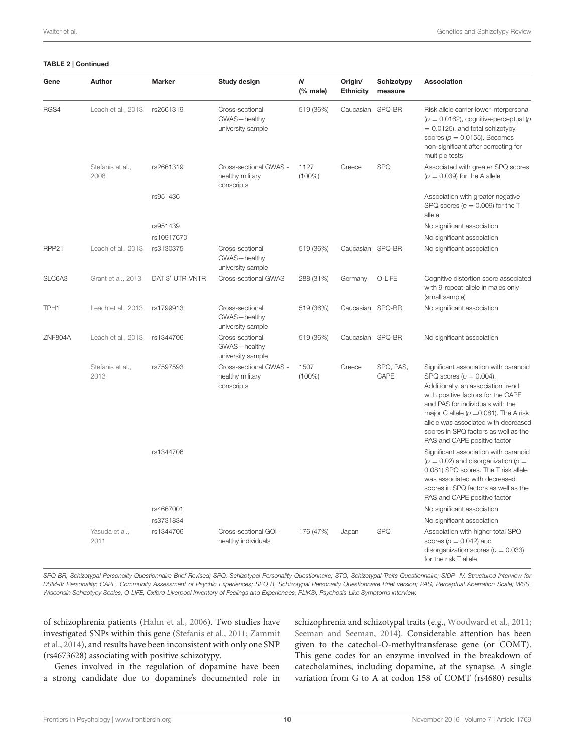**TABLE 2 | Continued**

| Gene | Author | Marker | Study design | N (% male) | Origin/ Ethnicity | Schizotypy measure | Association |
|---|---|---|---|---|---|---|---|
| RGS4 | Leach et al., 2013 | rs2661319 | Cross-sectional GWAS—healthy university sample | 519 (36%) | Caucasian | SPQ-BR | Risk allele carrier lower interpersonal ($p = 0.0162$), cognitive-perceptual ($p = 0.0125$), and total schizotypy scores ($p = 0.0155$). Becomes non-significant after correcting for multiple tests |
| | Stefanis et al., 2008 | rs2661319 | Cross-sectional GWAS - healthy military conscripts | 1127 (100%) | Greece | SPQ | Associated with greater SPQ scores ($p = 0.039$) for the A allele |
| | | rs951436 | | | | | Association with greater negative SPQ scores ($p = 0.009$) for the T allele |
| | | rs951439 | | | | | No significant association |
| | | rs10917670 | | | | | No significant association |
| RPP21 | Leach et al., 2013 | rs3130375 | Cross-sectional GWAS—healthy university sample | 519 (36%) | Caucasian | SPQ-BR | No significant association |
| SLC6A3 | Grant et al., 2013 | DAT 3′ UTR-VNTR | Cross-sectional GWAS | 288 (31%) | Germany | O-LIFE | Cognitive distortion score associated with 9-repeat-allele in males only (small sample) |
| TPH1 | Leach et al., 2013 | rs1799913 | Cross-sectional GWAS—healthy university sample | 519 (36%) | Caucasian | SPQ-BR | No significant association |
| ZNF804A | Leach et al., 2013 | rs1344706 | Cross-sectional GWAS—healthy university sample | 519 (36%) | Caucasian | SPQ-BR | No significant association |
| | Stefanis et al., 2013 | rs7597593 | Cross-sectional GWAS - healthy military conscripts | 1507 (100%) | Greece | SPQ, PAS, CAPE | Significant association with paranoid SPQ scores ($p = 0.004$). Additionally, an association trend with positive factors for the CAPE and PAS for individuals with the major C allele ($p = 0.081$). The A risk allele was associated with decreased scores in SPQ factors as well as the PAS and CAPE positive factor |
| | | rs1344706 | | | | | Significant association with paranoid ($p = 0.02$) and disorganization ($p = 0.081$) SPQ scores. The T risk allele was associated with decreased scores in SPQ factors as well as the PAS and CAPE positive factor |
| | | rs4667001 | | | | | No significant association |
| | | rs3731834 | | | | | No significant association |
| | Yasuda et al., 2011 | rs1344706 | Cross-sectional GOI - healthy individuals | 176 (47%) | Japan | SPQ | Association with higher total SPQ scores ($p = 0.042$) and disorganization scores ($p = 0.033$) for the risk T allele |

*SPQ BR, Schizotypal Personality Questionnaire Brief Revised; SPQ, Schizotypal Personality Questionnaire; STQ, Schizotypal Traits Questionnaire; SIDP- IV, Structured Interview for DSM-IV Personality; CAPE, Community Assessment of Psychic Experiences; SPQ B, Schizotypal Personality Questionnaire Brief version; PAS, Perceptual Aberration Scale; WSS, Wisconsin Schizotypy Scales; O-LIFE, Oxford-Liverpool Inventory of Feelings and Experiences; PLIKSi, Psychosis-Like Symptoms interview.*

of schizophrenia patients (Hahn et al., 2006). Two studies have investigated SNPs within this gene (Stefanis et al., 2011; Zammit et al., 2014), and results have been inconsistent with only one SNP (rs4673628) associating with positive schizotypy.

Genes involved in the regulation of dopamine have been a strong candidate due to dopamine's documented role in schizophrenia and schizotypal traits (e.g., Woodward et al., 2011; Seeman and Seeman, 2014). Considerable attention has been given to the catechol-O-methyltransferase gene (or COMT). This gene codes for an enzyme involved in the breakdown of catecholamines, including dopamine, at the synapse. A single variation from G to A at codon 158 of COMT (rs4680) results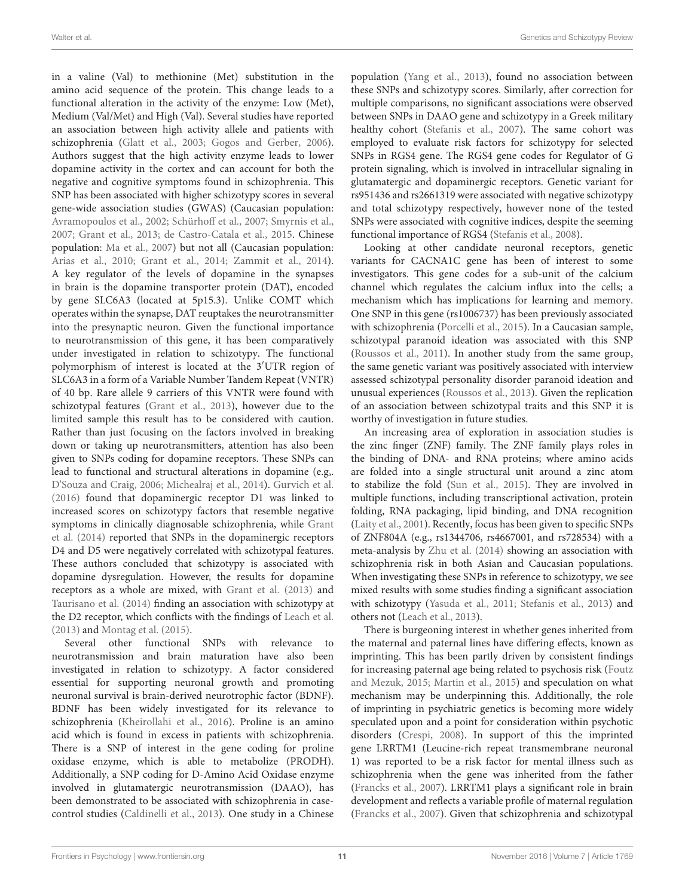in a valine (Val) to methionine (Met) substitution in the amino acid sequence of the protein. This change leads to a functional alteration in the activity of the enzyme: Low (Met), Medium (Val/Met) and High (Val). Several studies have reported an association between high activity allele and patients with schizophrenia (Glatt et al., 2003; Gogos and Gerber, 2006). Authors suggest that the high activity enzyme leads to lower dopamine activity in the cortex and can account for both the negative and cognitive symptoms found in schizophrenia. This SNP has been associated with higher schizotypy scores in several gene-wide association studies (GWAS) (Caucasian population: Avramopoulos et al., 2002; Schürhoff et al., 2007; Smyrnis et al., 2007; Grant et al., 2013; de Castro-Catala et al., 2015. Chinese population: Ma et al., 2007) but not all (Caucasian population: Arias et al., 2010; Grant et al., 2014; Zammit et al., 2014). A key regulator of the levels of dopamine in the synapses in brain is the dopamine transporter protein (DAT), encoded by gene SLC6A3 (located at 5p15.3). Unlike COMT which operates within the synapse, DAT reuptakes the neurotransmitter into the presynaptic neuron. Given the functional importance to neurotransmission of this gene, it has been comparatively under investigated in relation to schizotypy. The functional polymorphism of interest is located at the 3′UTR region of SLC6A3 in a form of a Variable Number Tandem Repeat (VNTR) of 40 bp. Rare allele 9 carriers of this VNTR were found with schizotypal features (Grant et al., 2013), however due to the limited sample this result has to be considered with caution. Rather than just focusing on the factors involved in breaking down or taking up neurotransmitters, attention has also been given to SNPs coding for dopamine receptors. These SNPs can lead to functional and structural alterations in dopamine (e.g,. D'Souza and Craig, 2006; Michealraj et al., 2014). Gurvich et al. (2016) found that dopaminergic receptor D1 was linked to increased scores on schizotypy factors that resemble negative symptoms in clinically diagnosable schizophrenia, while Grant et al. (2014) reported that SNPs in the dopaminergic receptors D4 and D5 were negatively correlated with schizotypal features. These authors concluded that schizotypy is associated with dopamine dysregulation. However, the results for dopamine receptors as a whole are mixed, with Grant et al. (2013) and Taurisano et al. (2014) finding an association with schizotypy at the D2 receptor, which conflicts with the findings of Leach et al. (2013) and Montag et al. (2015).

Several other functional SNPs with relevance to neurotransmission and brain maturation have also been investigated in relation to schizotypy. A factor considered essential for supporting neuronal growth and promoting neuronal survival is brain-derived neurotrophic factor (BDNF). BDNF has been widely investigated for its relevance to schizophrenia (Kheirollahi et al., 2016). Proline is an amino acid which is found in excess in patients with schizophrenia. There is a SNP of interest in the gene coding for proline oxidase enzyme, which is able to metabolize (PRODH). Additionally, a SNP coding for D-Amino Acid Oxidase enzyme involved in glutamatergic neurotransmission (DAAO), has been demonstrated to be associated with schizophrenia in case-control studies (Caldinelli et al., 2013). One study in a Chinese population (Yang et al., 2013), found no association between these SNPs and schizotypy scores. Similarly, after correction for multiple comparisons, no significant associations were observed between SNPs in DAAO gene and schizotypy in a Greek military healthy cohort (Stefanis et al., 2007). The same cohort was employed to evaluate risk factors for schizotypy for selected SNPs in RGS4 gene. The RGS4 gene codes for Regulator of G protein signaling, which is involved in intracellular signaling in glutamatergic and dopaminergic receptors. Genetic variant for rs951436 and rs2661319 were associated with negative schizotypy and total schizotypy respectively, however none of the tested SNPs were associated with cognitive indices, despite the seeming functional importance of RGS4 (Stefanis et al., 2008).

Looking at other candidate neuronal receptors, genetic variants for CACNA1C gene has been of interest to some investigators. This gene codes for a sub-unit of the calcium channel which regulates the calcium influx into the cells; a mechanism which has implications for learning and memory. One SNP in this gene (rs1006737) has been previously associated with schizophrenia (Porcelli et al., 2015). In a Caucasian sample, schizotypal paranoid ideation was associated with this SNP (Roussos et al., 2011). In another study from the same group, the same genetic variant was positively associated with interview assessed schizotypal personality disorder paranoid ideation and unusual experiences (Roussos et al., 2013). Given the replication of an association between schizotypal traits and this SNP it is worthy of investigation in future studies.

An increasing area of exploration in association studies is the zinc finger (ZNF) family. The ZNF family plays roles in the binding of DNA- and RNA proteins; where amino acids are folded into a single structural unit around a zinc atom to stabilize the fold (Sun et al., 2015). They are involved in multiple functions, including transcriptional activation, protein folding, RNA packaging, lipid binding, and DNA recognition (Laity et al., 2001). Recently, focus has been given to specific SNPs of ZNF804A (e.g., rs1344706, rs4667001, and rs728534) with a meta-analysis by Zhu et al. (2014) showing an association with schizophrenia risk in both Asian and Caucasian populations. When investigating these SNPs in reference to schizotypy, we see mixed results with some studies finding a significant association with schizotypy (Yasuda et al., 2011; Stefanis et al., 2013) and others not (Leach et al., 2013).

There is burgeoning interest in whether genes inherited from the maternal and paternal lines have differing effects, known as imprinting. This has been partly driven by consistent findings for increasing paternal age being related to psychosis risk (Foutz and Mezuk, 2015; Martin et al., 2015) and speculation on what mechanism may be underpinning this. Additionally, the role of imprinting in psychiatric genetics is becoming more widely speculated upon and a point for consideration within psychotic disorders (Crespi, 2008). In support of this the imprinted gene LRRTM1 (Leucine-rich repeat transmembrane neuronal 1) was reported to be a risk factor for mental illness such as schizophrenia when the gene was inherited from the father (Francks et al., 2007). LRRTM1 plays a significant role in brain development and reflects a variable profile of maternal regulation (Francks et al., 2007). Given that schizophrenia and schizotypal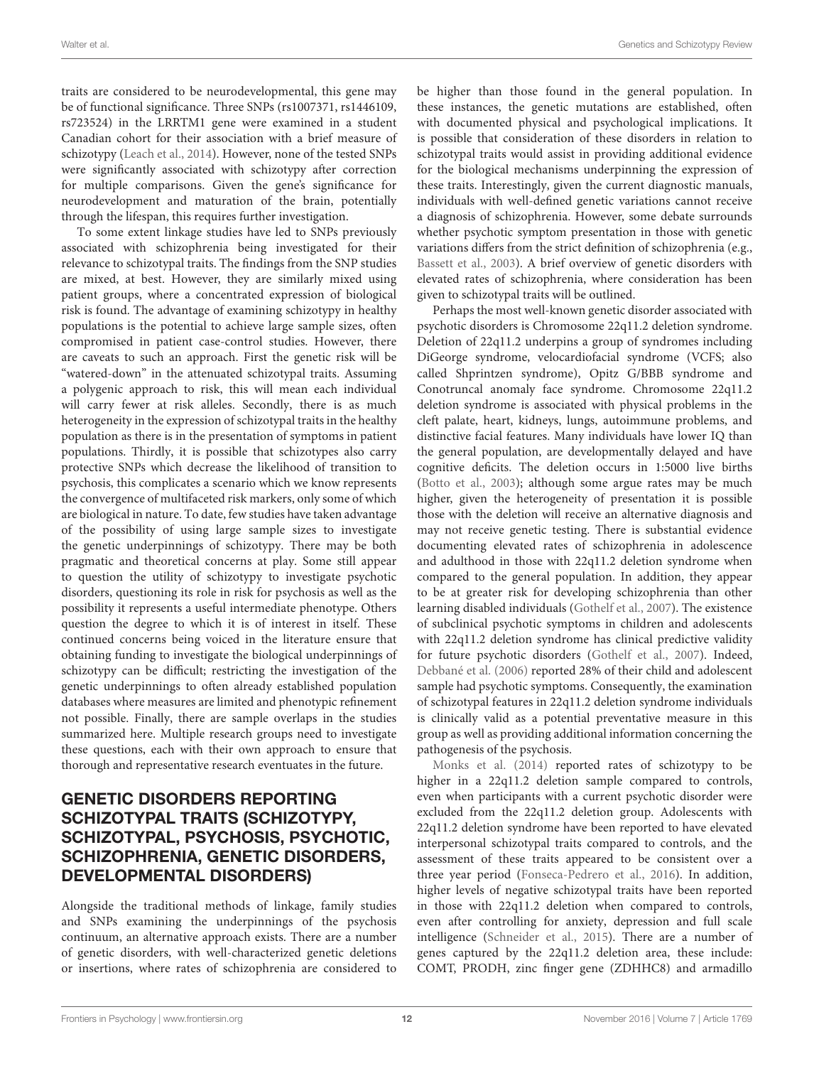traits are considered to be neurodevelopmental, this gene may be of functional significance. Three SNPs (rs1007371, rs1446109, rs723524) in the LRRTM1 gene were examined in a student Canadian cohort for their association with a brief measure of schizotypy (Leach et al., 2014). However, none of the tested SNPs were significantly associated with schizotypy after correction for multiple comparisons. Given the gene's significance for neurodevelopment and maturation of the brain, potentially through the lifespan, this requires further investigation.

To some extent linkage studies have led to SNPs previously associated with schizophrenia being investigated for their relevance to schizotypal traits. The findings from the SNP studies are mixed, at best. However, they are similarly mixed using patient groups, where a concentrated expression of biological risk is found. The advantage of examining schizotypy in healthy populations is the potential to achieve large sample sizes, often compromised in patient case-control studies. However, there are caveats to such an approach. First the genetic risk will be "watered-down" in the attenuated schizotypal traits. Assuming a polygenic approach to risk, this will mean each individual will carry fewer at risk alleles. Secondly, there is as much heterogeneity in the expression of schizotypal traits in the healthy population as there is in the presentation of symptoms in patient populations. Thirdly, it is possible that schizotypes also carry protective SNPs which decrease the likelihood of transition to psychosis, this complicates a scenario which we know represents the convergence of multifaceted risk markers, only some of which are biological in nature. To date, few studies have taken advantage of the possibility of using large sample sizes to investigate the genetic underpinnings of schizotypy. There may be both pragmatic and theoretical concerns at play. Some still appear to question the utility of schizotypy to investigate psychotic disorders, questioning its role in risk for psychosis as well as the possibility it represents a useful intermediate phenotype. Others question the degree to which it is of interest in itself. These continued concerns being voiced in the literature ensure that obtaining funding to investigate the biological underpinnings of schizotypy can be difficult; restricting the investigation of the genetic underpinnings to often already established population databases where measures are limited and phenotypic refinement not possible. Finally, there are sample overlaps in the studies summarized here. Multiple research groups need to investigate these questions, each with their own approach to ensure that thorough and representative research eventuates in the future.

## GENETIC DISORDERS REPORTING SCHIZOTYPAL TRAITS (SCHIZOTYPY, SCHIZOTYPAL, PSYCHOSIS, PSYCHOTIC, SCHIZOPHRENIA, GENETIC DISORDERS, DEVELOPMENTAL DISORDERS)

Alongside the traditional methods of linkage, family studies and SNPs examining the underpinnings of the psychosis continuum, an alternative approach exists. There are a number of genetic disorders, with well-characterized genetic deletions or insertions, where rates of schizophrenia are considered to be higher than those found in the general population. In these instances, the genetic mutations are established, often with documented physical and psychological implications. It is possible that consideration of these disorders in relation to schizotypal traits would assist in providing additional evidence for the biological mechanisms underpinning the expression of these traits. Interestingly, given the current diagnostic manuals, individuals with well-defined genetic variations cannot receive a diagnosis of schizophrenia. However, some debate surrounds whether psychotic symptom presentation in those with genetic variations differs from the strict definition of schizophrenia (e.g., Bassett et al., 2003). A brief overview of genetic disorders with elevated rates of schizophrenia, where consideration has been given to schizotypal traits will be outlined.

Perhaps the most well-known genetic disorder associated with psychotic disorders is Chromosome 22q11.2 deletion syndrome. Deletion of 22q11.2 underpins a group of syndromes including DiGeorge syndrome, velocardiofacial syndrome (VCFS; also called Shprintzen syndrome), Opitz G/BBB syndrome and Conotruncal anomaly face syndrome. Chromosome 22q11.2 deletion syndrome is associated with physical problems in the cleft palate, heart, kidneys, lungs, autoimmune problems, and distinctive facial features. Many individuals have lower IQ than the general population, are developmentally delayed and have cognitive deficits. The deletion occurs in 1:5000 live births (Botto et al., 2003); although some argue rates may be much higher, given the heterogeneity of presentation it is possible those with the deletion will receive an alternative diagnosis and may not receive genetic testing. There is substantial evidence documenting elevated rates of schizophrenia in adolescence and adulthood in those with 22q11.2 deletion syndrome when compared to the general population. In addition, they appear to be at greater risk for developing schizophrenia than other learning disabled individuals (Gothelf et al., 2007). The existence of subclinical psychotic symptoms in children and adolescents with 22q11.2 deletion syndrome has clinical predictive validity for future psychotic disorders (Gothelf et al., 2007). Indeed, Debbané et al. (2006) reported 28% of their child and adolescent sample had psychotic symptoms. Consequently, the examination of schizotypal features in 22q11.2 deletion syndrome individuals is clinically valid as a potential preventative measure in this group as well as providing additional information concerning the pathogenesis of the psychosis.

Monks et al. (2014) reported rates of schizotypy to be higher in a 22q11.2 deletion sample compared to controls, even when participants with a current psychotic disorder were excluded from the 22q11.2 deletion group. Adolescents with 22q11.2 deletion syndrome have been reported to have elevated interpersonal schizotypal traits compared to controls, and the assessment of these traits appeared to be consistent over a three year period (Fonseca-Pedrero et al., 2016). In addition, higher levels of negative schizotypal traits have been reported in those with 22q11.2 deletion when compared to controls, even after controlling for anxiety, depression and full scale intelligence (Schneider et al., 2015). There are a number of genes captured by the 22q11.2 deletion area, these include: COMT, PRODH, zinc finger gene (ZDHHC8) and armadillo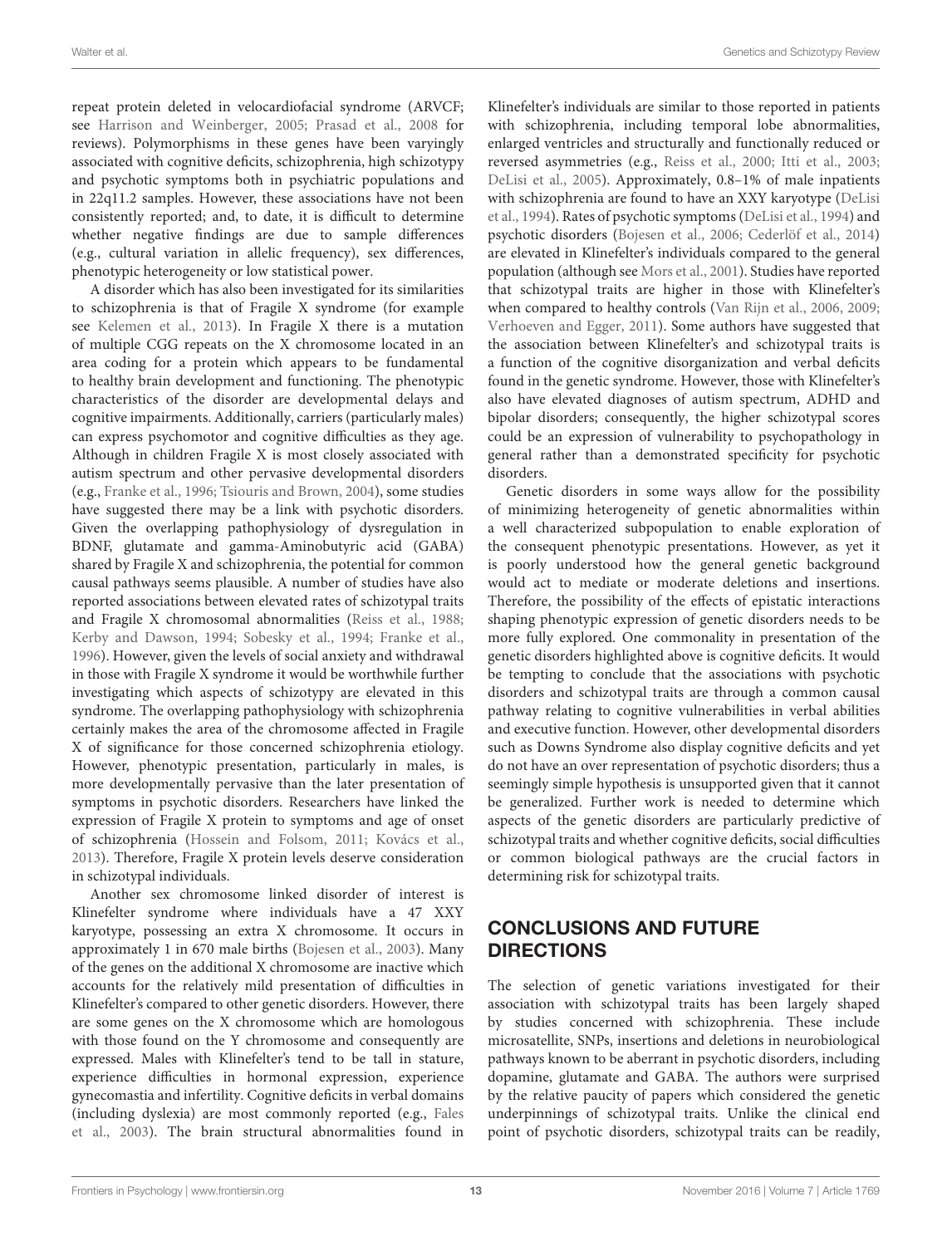repeat protein deleted in velocardiofacial syndrome (ARVCF; see Harrison and Weinberger, 2005; Prasad et al., 2008 for reviews). Polymorphisms in these genes have been varyingly associated with cognitive deficits, schizophrenia, high schizotypy and psychotic symptoms both in psychiatric populations and in 22q11.2 samples. However, these associations have not been consistently reported; and, to date, it is difficult to determine whether negative findings are due to sample differences (e.g., cultural variation in allelic frequency), sex differences, phenotypic heterogeneity or low statistical power.

A disorder which has also been investigated for its similarities to schizophrenia is that of Fragile X syndrome (for example see Kelemen et al., 2013). In Fragile X there is a mutation of multiple CGG repeats on the X chromosome located in an area coding for a protein which appears to be fundamental to healthy brain development and functioning. The phenotypic characteristics of the disorder are developmental delays and cognitive impairments. Additionally, carriers (particularly males) can express psychomotor and cognitive difficulties as they age. Although in children Fragile X is most closely associated with autism spectrum and other pervasive developmental disorders (e.g., Franke et al., 1996; Tsiouris and Brown, 2004), some studies have suggested there may be a link with psychotic disorders. Given the overlapping pathophysiology of dysregulation in BDNF, glutamate and gamma-Aminobutyric acid (GABA) shared by Fragile X and schizophrenia, the potential for common causal pathways seems plausible. A number of studies have also reported associations between elevated rates of schizotypal traits and Fragile X chromosomal abnormalities (Reiss et al., 1988; Kerby and Dawson, 1994; Sobesky et al., 1994; Franke et al., 1996). However, given the levels of social anxiety and withdrawal in those with Fragile X syndrome it would be worthwhile further investigating which aspects of schizotypy are elevated in this syndrome. The overlapping pathophysiology with schizophrenia certainly makes the area of the chromosome affected in Fragile X of significance for those concerned schizophrenia etiology. However, phenotypic presentation, particularly in males, is more developmentally pervasive than the later presentation of symptoms in psychotic disorders. Researchers have linked the expression of Fragile X protein to symptoms and age of onset of schizophrenia (Hossein and Folsom, 2011; Kovács et al., 2013). Therefore, Fragile X protein levels deserve consideration in schizotypal individuals.

Another sex chromosome linked disorder of interest is Klinefelter syndrome where individuals have a 47 XXY karyotype, possessing an extra X chromosome. It occurs in approximately 1 in 670 male births (Bojesen et al., 2003). Many of the genes on the additional X chromosome are inactive which accounts for the relatively mild presentation of difficulties in Klinefelter's compared to other genetic disorders. However, there are some genes on the X chromosome which are homologous with those found on the Y chromosome and consequently are expressed. Males with Klinefelter's tend to be tall in stature, experience difficulties in hormonal expression, experience gynecomastia and infertility. Cognitive deficits in verbal domains (including dyslexia) are most commonly reported (e.g., Fales et al., 2003). The brain structural abnormalities found in Klinefelter's individuals are similar to those reported in patients with schizophrenia, including temporal lobe abnormalities, enlarged ventricles and structurally and functionally reduced or reversed asymmetries (e.g., Reiss et al., 2000; Itti et al., 2003; DeLisi et al., 2005). Approximately, 0.8–1% of male inpatients with schizophrenia are found to have an XXY karyotype (DeLisi et al., 1994). Rates of psychotic symptoms (DeLisi et al., 1994) and psychotic disorders (Bojesen et al., 2006; Cederlöf et al., 2014) are elevated in Klinefelter's individuals compared to the general population (although see Mors et al., 2001). Studies have reported that schizotypal traits are higher in those with Klinefelter's when compared to healthy controls (Van Rijn et al., 2006, 2009; Verhoeven and Egger, 2011). Some authors have suggested that the association between Klinefelter's and schizotypal traits is a function of the cognitive disorganization and verbal deficits found in the genetic syndrome. However, those with Klinefelter's also have elevated diagnoses of autism spectrum, ADHD and bipolar disorders; consequently, the higher schizotypal scores could be an expression of vulnerability to psychopathology in general rather than a demonstrated specificity for psychotic disorders.

Genetic disorders in some ways allow for the possibility of minimizing heterogeneity of genetic abnormalities within a well characterized subpopulation to enable exploration of the consequent phenotypic presentations. However, as yet it is poorly understood how the general genetic background would act to mediate or moderate deletions and insertions. Therefore, the possibility of the effects of epistatic interactions shaping phenotypic expression of genetic disorders needs to be more fully explored. One commonality in presentation of the genetic disorders highlighted above is cognitive deficits. It would be tempting to conclude that the associations with psychotic disorders and schizotypal traits are through a common causal pathway relating to cognitive vulnerabilities in verbal abilities and executive function. However, other developmental disorders such as Downs Syndrome also display cognitive deficits and yet do not have an over representation of psychotic disorders; thus a seemingly simple hypothesis is unsupported given that it cannot be generalized. Further work is needed to determine which aspects of the genetic disorders are particularly predictive of schizotypal traits and whether cognitive deficits, social difficulties or common biological pathways are the crucial factors in determining risk for schizotypal traits.

## CONCLUSIONS AND FUTURE DIRECTIONS

The selection of genetic variations investigated for their association with schizotypal traits has been largely shaped by studies concerned with schizophrenia. These include microsatellite, SNPs, insertions and deletions in neurobiological pathways known to be aberrant in psychotic disorders, including dopamine, glutamate and GABA. The authors were surprised by the relative paucity of papers which considered the genetic underpinnings of schizotypal traits. Unlike the clinical end point of psychotic disorders, schizotypal traits can be readily,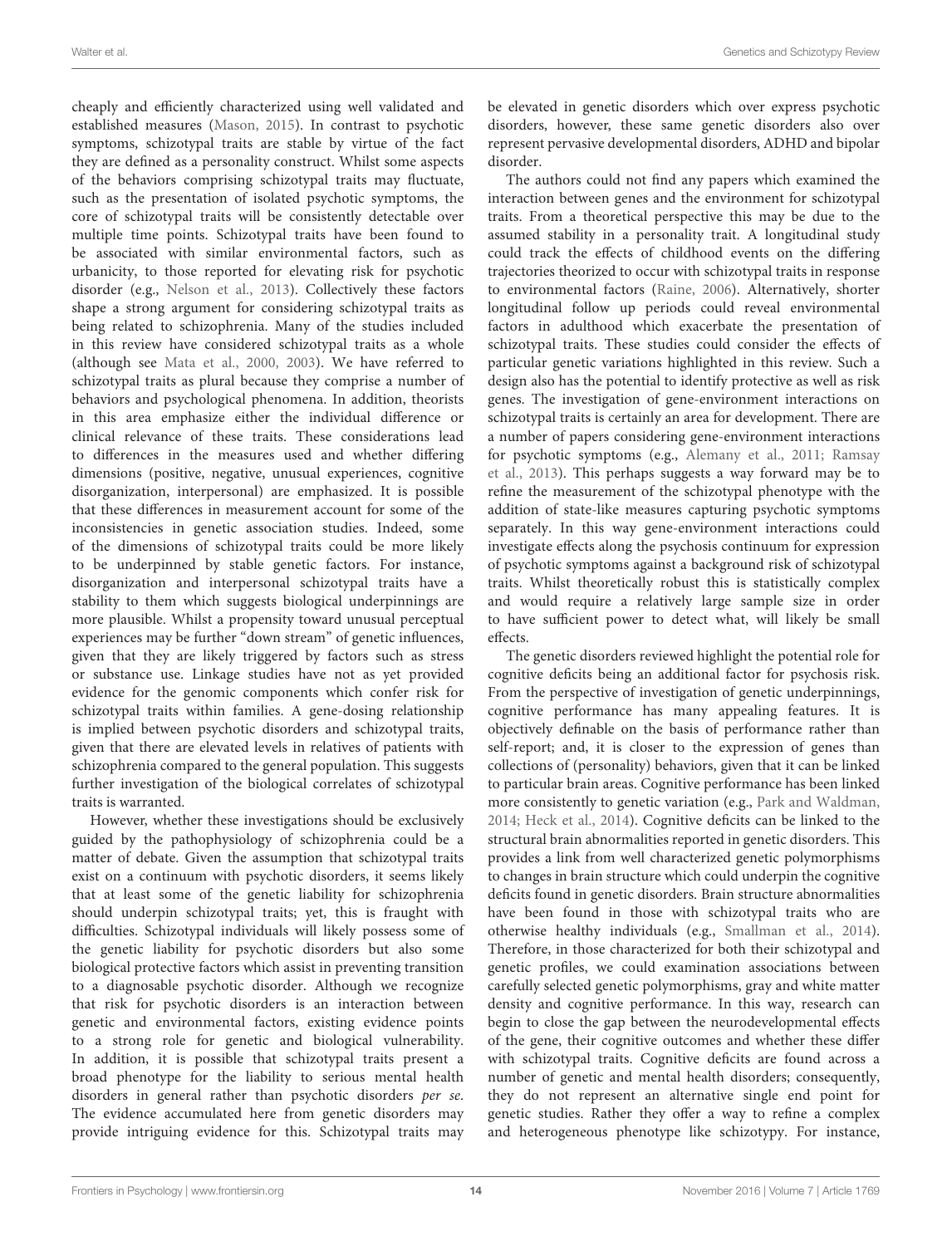cheaply and efficiently characterized using well validated and established measures (Mason, 2015). In contrast to psychotic symptoms, schizotypal traits are stable by virtue of the fact they are defined as a personality construct. Whilst some aspects of the behaviors comprising schizotypal traits may fluctuate, such as the presentation of isolated psychotic symptoms, the core of schizotypal traits will be consistently detectable over multiple time points. Schizotypal traits have been found to be associated with similar environmental factors, such as urbanicity, to those reported for elevating risk for psychotic disorder (e.g., Nelson et al., 2013). Collectively these factors shape a strong argument for considering schizotypal traits as being related to schizophrenia. Many of the studies included in this review have considered schizotypal traits as a whole (although see Mata et al., 2000, 2003). We have referred to schizotypal traits as plural because they comprise a number of behaviors and psychological phenomena. In addition, theorists in this area emphasize either the individual difference or clinical relevance of these traits. These considerations lead to differences in the measures used and whether differing dimensions (positive, negative, unusual experiences, cognitive disorganization, interpersonal) are emphasized. It is possible that these differences in measurement account for some of the inconsistencies in genetic association studies. Indeed, some of the dimensions of schizotypal traits could be more likely to be underpinned by stable genetic factors. For instance, disorganization and interpersonal schizotypal traits have a stability to them which suggests biological underpinnings are more plausible. Whilst a propensity toward unusual perceptual experiences may be further "down stream" of genetic influences, given that they are likely triggered by factors such as stress or substance use. Linkage studies have not as yet provided evidence for the genomic components which confer risk for schizotypal traits within families. A gene-dosing relationship is implied between psychotic disorders and schizotypal traits, given that there are elevated levels in relatives of patients with schizophrenia compared to the general population. This suggests further investigation of the biological correlates of schizotypal traits is warranted.

However, whether these investigations should be exclusively guided by the pathophysiology of schizophrenia could be a matter of debate. Given the assumption that schizotypal traits exist on a continuum with psychotic disorders, it seems likely that at least some of the genetic liability for schizophrenia should underpin schizotypal traits; yet, this is fraught with difficulties. Schizotypal individuals will likely possess some of the genetic liability for psychotic disorders but also some biological protective factors which assist in preventing transition to a diagnosable psychotic disorder. Although we recognize that risk for psychotic disorders is an interaction between genetic and environmental factors, existing evidence points to a strong role for genetic and biological vulnerability. In addition, it is possible that schizotypal traits present a broad phenotype for the liability to serious mental health disorders in general rather than psychotic disorders *per se*. The evidence accumulated here from genetic disorders may provide intriguing evidence for this. Schizotypal traits may be elevated in genetic disorders which over express psychotic disorders, however, these same genetic disorders also over represent pervasive developmental disorders, ADHD and bipolar disorder.

The authors could not find any papers which examined the interaction between genes and the environment for schizotypal traits. From a theoretical perspective this may be due to the assumed stability in a personality trait. A longitudinal study could track the effects of childhood events on the differing trajectories theorized to occur with schizotypal traits in response to environmental factors (Raine, 2006). Alternatively, shorter longitudinal follow up periods could reveal environmental factors in adulthood which exacerbate the presentation of schizotypal traits. These studies could consider the effects of particular genetic variations highlighted in this review. Such a design also has the potential to identify protective as well as risk genes. The investigation of gene-environment interactions on schizotypal traits is certainly an area for development. There are a number of papers considering gene-environment interactions for psychotic symptoms (e.g., Alemany et al., 2011; Ramsay et al., 2013). This perhaps suggests a way forward may be to refine the measurement of the schizotypal phenotype with the addition of state-like measures capturing psychotic symptoms separately. In this way gene-environment interactions could investigate effects along the psychosis continuum for expression of psychotic symptoms against a background risk of schizotypal traits. Whilst theoretically robust this is statistically complex and would require a relatively large sample size in order to have sufficient power to detect what, will likely be small effects.

The genetic disorders reviewed highlight the potential role for cognitive deficits being an additional factor for psychosis risk. From the perspective of investigation of genetic underpinnings, cognitive performance has many appealing features. It is objectively definable on the basis of performance rather than self-report; and, it is closer to the expression of genes than collections of (personality) behaviors, given that it can be linked to particular brain areas. Cognitive performance has been linked more consistently to genetic variation (e.g., Park and Waldman, 2014; Heck et al., 2014). Cognitive deficits can be linked to the structural brain abnormalities reported in genetic disorders. This provides a link from well characterized genetic polymorphisms to changes in brain structure which could underpin the cognitive deficits found in genetic disorders. Brain structure abnormalities have been found in those with schizotypal traits who are otherwise healthy individuals (e.g., Smallman et al., 2014). Therefore, in those characterized for both their schizotypal and genetic profiles, we could examination associations between carefully selected genetic polymorphisms, gray and white matter density and cognitive performance. In this way, research can begin to close the gap between the neurodevelopmental effects of the gene, their cognitive outcomes and whether these differ with schizotypal traits. Cognitive deficits are found across a number of genetic and mental health disorders; consequently, they do not represent an alternative single end point for genetic studies. Rather they offer a way to refine a complex and heterogeneous phenotype like schizotypy. For instance,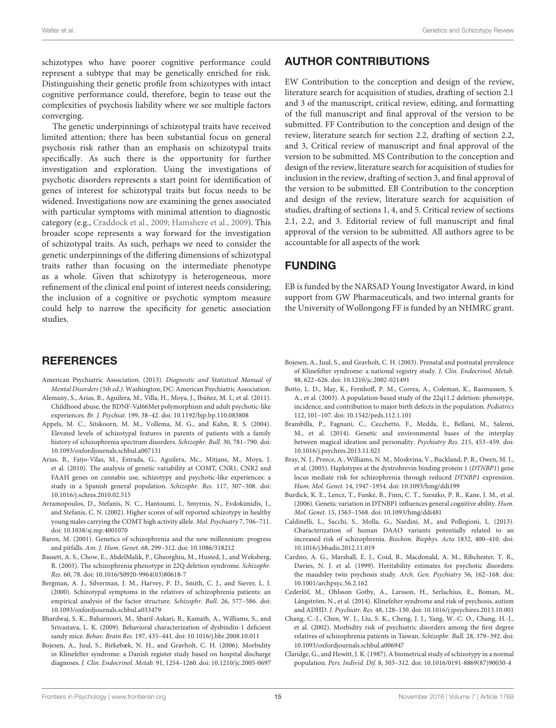schizotypes who have poorer cognitive performance could represent a subtype that may be genetically enriched for risk. Distinguishing their genetic profile from schizotypes with intact cognitive performance could, therefore, begin to tease out the complexities of psychosis liability where we see multiple factors converging.

The genetic underpinnings of schizotypal traits have received limited attention; there has been substantial focus on general psychosis risk rather than an emphasis on schizotypal traits specifically. As such there is the opportunity for further investigation and exploration. Using the investigations of psychotic disorders represents a start point for identification of genes of interest for schizotypal traits but focus needs to be widened. Investigations now are examining the genes associated with particular symptoms with minimal attention to diagnostic category (e.g., Craddock et al., 2009; Hamshere et al., 2009). This broader scope represents a way forward for the investigation of schizotypal traits. As such, perhaps we need to consider the genetic underpinnings of the differing dimensions of schizotypal traits rather than focusing on the intermediate phenotype as a whole. Given that schizotypy is heterogeneous, more refinement of the clinical end point of interest needs considering; the inclusion of a cognitive or psychotic symptom measure could help to narrow the specificity for genetic association studies.

## AUTHOR CONTRIBUTIONS

EW Contribution to the conception and design of the review, literature search for acquisition of studies, drafting of section 2.1 and 3 of the manuscript, critical review, editing, and formatting of the full manuscript and final approval of the version to be submitted. FF Contribution to the conception and design of the review, literature search for section 2.2, drafting of section 2.2, and 3, Critical review of manuscript and final approval of the version to be submitted. MS Contribution to the conception and design of the review, literature search for acquisition of studies for inclusion in the review, drafting of section 3, and final approval of the version to be submitted. EB Contribution to the conception and design of the review, literature search for acquisition of studies, drafting of sections 1, 4, and 5. Critical review of sections 2.1, 2.2, and 3. Editorial review of full manuscript and final approval of the version to be submitted. All authors agree to be accountable for all aspects of the work

## FUNDING

EB is funded by the NARSAD Young Investigator Award, in kind support from GW Pharmaceuticals, and two internal grants for the University of Wollongong FF is funded by an NHMRC grant.

## REFERENCES

American Psychiatric Association. (2013). *Diagnostic and Statistical Manual of Mental Disorders (5th ed.)*. Washington, DC: American Psychiatric Association.

Alemany, S., Arias, B., Aguilera, M., Villa, H., Moya, J., Ibáñez, M. I., et al. (2011). Childhood abuse, the BDNF-Val66Met polymorphism and adult psychotic-like experiences. *Br. J. Psychiat.* 199, 38–42. doi: 10.1192/bjp.bp.110.083808

Appels, M. C., Sitskoorn, M. M., Vollema, M. G., and Kahn, R. S. (2004). Elevated levels of schizotypal features in parents of patients with a family history of schizophrenia spectrum disorders. *Schizophr. Bull*. 30, 781–790. doi: 10.1093/oxfordjournals.schbul.a007131

Arias, B., Fatjo-Vilas, M., Estrada, G., Aguilera, Mc., Mitjans, M., Moya, J. et al. (2010). The analysis of genetic variability at COMT, CNR1, CNR2 and FAAH genes on cannabis use, schizotypy and psychotic-like experiences: a study in a Spanish general population. *Schizophr. Res*. 117, 307–308. doi: 10.1016/j.schres.2010.02.515

Avramopoulos, D., Stefanis, N. C., Hantoumi, I., Smyrnis, N., Evdokimidis, I., and Stefanis, C. N. (2002). Higher scores of self reported schizotypy in healthy young males carrying the COMT high activity allele. *Mol. Psychiatry* 7, 706–711. doi: 10.1038/sj.mp.4001070

Baron, M. (2001). Genetics of schizophrenia and the new millennium: progress and pitfalls. *Am. J. Hum. Genet.* 68, 299–312. doi: 10.1086/318212

Bassett, A. S., Chow, E., AbdelMalik, P., Gheorghiu, M., Husted, J., and Weksberg, R. (2003). The schizophrenia phenotype in 22Q deletion syndrome. *Schizophr. Res.* 60, 78. doi: 10.1016/S0920-9964(03)80618-7

Bergman, A. J., Silverman, J. M., Harvey, P. D., Smith, C. J., and Siever, L. J. (2000). Schizotypal symptoms in the relatives of schizophrenia patients: an empirical analysis of the factor structure. *Schizophr. Bull.* 26, 577–586. doi: 10.1093/oxfordjournals.schbul.a033479

Bhardwaj, S. K., Baharnoori, M., Sharif-Askari, B., Kamath, A., Williams, S., and Srivastava, L. K. (2009). Behavioral characterization of dysbindin-1 deficient sandy mice. *Behav. Brain Res.* 197, 435–441. doi: 10.1016/j.bbr.2008.10.011

Bojesen, A., Juul, S., Birkebæk, N. H., and Gravholt, C. H. (2006). Morbidity in Klinefelter syndrome: a Danish register study based on hospital discharge diagnoses. *J. Clin. Endocrinol. Metab.* 91, 1254–1260. doi: 10.1210/jc.2005-0697

Bojesen, A., Juul, S., and Gravholt, C. H. (2003). Prenatal and postnatal prevalence of Klinefelter syndrome: a national registry study. *J. Clin. Endocrinol. Metab.* 88, 622–626. doi: 10.1210/jc.2002-021491

Botto, L. D., May, K., Fernhoff, P. M., Correa, A., Coleman, K., Rasmussen, S. A., et al. (2003). A population-based study of the 22q11.2 deletion: phenotype, incidence, and contribution to major birth defects in the population. *Pediatrics* 112, 101–107. doi: 10.1542/peds.112.1.101

Brambilla, P., Fagnani, C., Cecchetto, F., Medda, E., Bellani, M., Salemi, M., et al. (2014). Genetic and environmental bases of the interplay between magical ideation and personality. *Psychiatry Res.* 215, 453–459. doi: 10.1016/j.psychres.2013.11.021

Bray, N. J., Preece, A., Williams, N. M., Moskvina, V., Buckland, P. R., Owen, M. J., et al. (2005). Haplotypes at the dystrobrevin binding protein 1 (*DTNBP1*) gene locus mediate risk for schizophrenia through reduced *DTNBP1* expression. *Hum. Mol. Genet.* 14, 1947–1954. doi: 10.1093/hmg/ddi199

Burdick, K. E., Lencz, T., Funke, B., Finn, C. T., Szeszko, P. R., Kane, J. M., et al. (2006). Genetic variation in DTNBP1 influences general cognitive ability. *Hum. Mol. Genet.* 15, 1563–1568. doi: 10.1093/hmg/ddi481

Caldinelli, L., Sacchi, S., Molla, G., Nardini, M., and Pollegioni, L. (2013). Characterization of human DAAO variants potentially related to an increased risk of schizophrenia. *Biochim. Biophys. Acta* 1832, 400–410. doi: 10.1016/j.bbadis.2012.11.019

Cardno, A. G., Marshall, E. J., Coid, B., Macdonald, A. M., Ribchester, T. R., Davies, N. J. et al. (1999). Heritability estimates for psychotic disorders: the maudsley twin psychosis study. *Arch. Gen. Psychiatry* 56, 162–168. doi: 10.1001/archpsyc.56.2.162

Cederlöf, M., Ohlsson Gotby, A., Larsson, H., Serlachius, E., Boman, M., Långström, N., et al. (2014). Klinefelter syndrome and risk of psychosis, autism and ADHD. *J. Psychiatr. Res.* 48, 128–130. doi: 10.1016/j.jpsychires.2013.10.001

Chang, C.-J., Chen, W. J., Liu, S. K., Cheng, J. J., Yang, W.-C. O., Chang, H.-J., et al. (2002). Morbidity risk of psychiatric disorders among the first degree relatives of schizophrenia patients in Taiwan. *Schizophr. Bull.* 28, 379–392. doi: 10.1093/oxfordjournals.schbul.a006947

Claridge, G., and Hewitt, J. K. (1987). A biometrical study of schizotypy in a normal population. *Pers. Individ. Dif.* 8, 303–312. doi: 10.1016/0191-8869(87)90030-4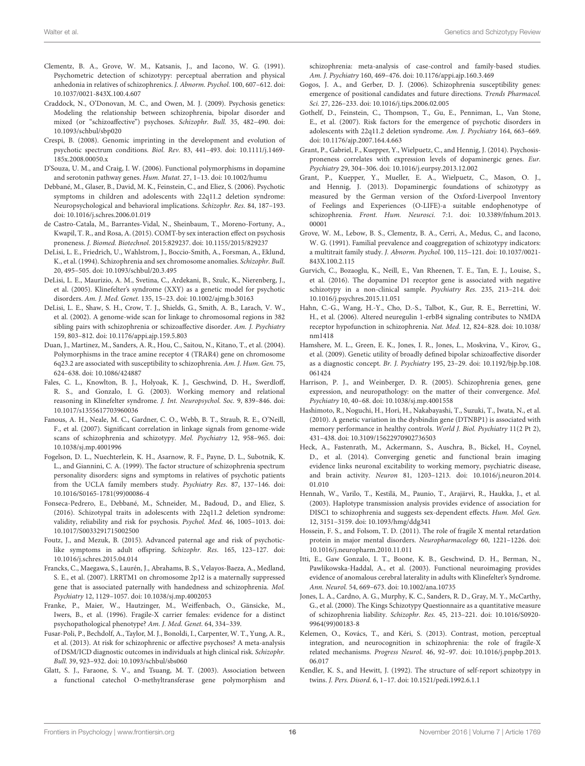Clementz, B. A., Grove, W. M., Katsanis, J., and Iacono, W. G. (1991). Psychometric detection of schizotypy: perceptual aberration and physical anhedonia in relatives of schizophrenics. *J. Abnorm. Psychol.* 100, 607–612. doi: 10.1037/0021-843X.100.4.607

Craddock, N., O'Donovan, M. C., and Owen, M. J. (2009). Psychosis genetics: Modeling the relationship between schizophrenia, bipolar disorder and mixed (or "schizoaffective") psychoses. *Schizophr. Bull.* 35, 482–490. doi: 10.1093/schbul/sbp020

Crespi, B. (2008). Genomic imprinting in the development and evolution of psychotic spectrum conditions. *Biol. Rev.* 83, 441–493. doi: 10.1111/j.1469-185x.2008.00050.x

D'Souza, U. M., and Craig, I. W. (2006). Functional polymorphisms in dopamine and serotonin pathway genes. *Hum. Mutat.* 27, 1–13. doi: 10.1002/humu

Debbané, M., Glaser, B., David, M. K., Feinstein, C., and Eliez, S. (2006). Psychotic symptoms in children and adolescents with 22q11.2 deletion syndrome: Neuropsychological and behavioral implications. *Schizophr. Res.* 84, 187–193. doi: 10.1016/j.schres.2006.01.019

de Castro-Catala, M., Barrantes-Vidal, N., Sheinbaum, T., Moreno-Fortuny, A., Kwapil, T. R., and Rosa, A. (2015). COMT-by sex interaction effect on psychosis proneness. *J. Biomed. Biotechnol.* 2015:829237. doi: 10.1155/2015/829237

DeLisi, L. E., Friedrich, U., Wahlstrom, J., Boccio-Smith, A., Forsman, A., Eklund, K., et al. (1994). Schizophrenia and sex chromosome anomalies. *Schizophr. Bull.* 20, 495–505. doi: 10.1093/schbul/20.3.495

DeLisi, L. E., Maurizio, A. M., Svetina, C., Ardekani, B., Szulc, K., Nierenberg, J., et al. (2005). Klinefelter's syndrome (XXY) as a genetic model for psychotic disorders. *Am. J. Med. Genet.* 135, 15–23. doi: 10.1002/ajmg.b.30163

DeLisi, L. E., Shaw, S. H., Crow, T. J., Shields, G., Smith, A. B., Larach, V. W., et al. (2002). A genome-wide scan for linkage to chromosomal regions in 382 sibling pairs with schizophrenia or schizoaffective disorder. *Am. J. Psychiatry* 159, 803–812. doi: 10.1176/appi.ajp.159.5.803

Duan, J., Martinez, M., Sanders, A. R., Hou, C., Saitou, N., Kitano, T., et al. (2004). Polymorphisms in the trace amine receptor 4 (TRAR4) gene on chromosome 6q23.2 are associated with susceptibility to schizophrenia. *Am. J. Hum. Gen.* 75, 624–638. doi: 10.1086/424887

Fales, C. L., Knowlton, B. J., Holyoak, K. J., Geschwind, D. H., Swerdloff, R. S., and Gonzalo, I. G. (2003). Working memory and relational reasoning in Klinefelter syndrome. *J. Int. Neuropsychol. Soc.* 9, 839–846. doi: 10.1017/s1355617703960036

Fanous, A. H., Neale, M. C., Gardner, C. O., Webb, B. T., Straub, R. E., O'Neill, F., et al. (2007). Significant correlation in linkage signals from genome-wide scans of schizophrenia and schizotypy. *Mol. Psychiatry* 12, 958–965. doi: 10.1038/sj.mp.4001996

Fogelson, D. L., Nuechterlein, K. H., Asarnow, R. F., Payne, D. L., Subotnik, K. L., and Giannini, C. A. (1999). The factor structure of schizophrenia spectrum personality disorders: signs and symptoms in relatives of psychotic patients from the UCLA family members study. *Psychiatry Res.* 87, 137–146. doi: 10.1016/S0165-1781(99)00086-4

Fonseca-Pedrero, E., Debbané, M., Schneider, M., Badoud, D., and Eliez, S. (2016). Schizotypal traits in adolescents with 22q11.2 deletion syndrome: validity, reliability and risk for psychosis. *Psychol. Med.* 46, 1005–1013. doi: 10.1017/S0033291715002500

Foutz, J., and Mezuk, B. (2015). Advanced paternal age and risk of psychotic-like symptoms in adult offspring. *Schizophr. Res.* 165, 123–127. doi: 10.1016/j.schres.2015.04.014

Francks, C., Maegawa, S., Laurén, J., Abrahams, B. S., Velayos-Baeza, A., Medland, S. E., et al. (2007). LRRTM1 on chromosome 2p12 is a maternally suppressed gene that is associated paternally with handedness and schizophrenia. *Mol. Psychiatry* 12, 1129–1057. doi: 10.1038/sj.mp.4002053

Franke, P., Maier, W., Hautzinger, M., Weiffenbach, O., Gänsicke, M., Iwers, B., et al. (1996). Fragile-X carrier females: evidence for a distinct psychopathological phenotype? *Am. J. Med. Genet.* 64, 334–339.

Fusar-Poli, P., Bechdolf, A., Taylor, M. J., Bonoldi, I., Carpenter, W. T., Yung, A. R., et al. (2013). At risk for schizophrenic or affective psychoses? A meta-analysis of DSM/ICD diagnostic outcomes in individuals at high clinical risk. *Schizophr. Bull.* 39, 923–932. doi: 10.1093/schbul/sbs060

Glatt, S. J., Faraone, S. V., and Tsuang, M. T. (2003). Association between a functional catechol O-methyltransferase gene polymorphism and schizophrenia: meta-analysis of case-control and family-based studies. *Am. J. Psychiatry* 160, 469–476. doi: 10.1176/appi.ajp.160.3.469

Gogos, J. A., and Gerber, D. J. (2006). Schizophrenia susceptibility genes: emergence of positional candidates and future directions. *Trends Pharmacol. Sci.* 27, 226–233. doi: 10.1016/j.tips.2006.02.005

Gothelf, D., Feinstein, C., Thompson, T., Gu, E., Penniman, L., Van Stone, E., et al. (2007). Risk factors for the emergence of psychotic disorders in adolescents with 22q11.2 deletion syndrome. *Am. J. Psychiatry* 164, 663–669. doi: 10.1176/ajp.2007.164.4.663

Grant, P., Gabriel, F., Kuepper, Y., Wielpuetz, C., and Hennig, J. (2014). Psychosis-proneness correlates with expression levels of dopaminergic genes. *Eur. Psychiatry* 29, 304–306. doi: 10.1016/j.eurpsy.2013.12.002

Grant, P., Kuepper, Y., Mueller, E. A., Wielpuetz, C., Mason, O. J., and Hennig, J. (2013). Dopaminergic foundations of schizotypy as measured by the German version of the Oxford-Liverpool Inventory of Feelings and Experiences (O-LIFE)-a suitable endophenotype of schizophrenia. *Front. Hum. Neurosci.* 7:1. doi: 10.3389/fnhum.2013.00001

Grove, W. M., Lebow, B. S., Clementz, B. A., Cerri, A., Medus, C., and Iacono, W. G. (1991). Familial prevalence and coaggregation of schizotypy indicators: a multitrait family study. *J. Abnorm. Psychol.* 100, 115–121. doi: 10.1037/0021-843X.100.2.115

Gurvich, C., Bozaoglu, K., Neill, E., Van Rheenen, T. E., Tan, E. J., Louise, S., et al. (2016). The dopamine D1 receptor gene is associated with negative schizotypy in a non-clinical sample. *Psychiatry Res.* 235, 213–214. doi: 10.1016/j.psychres.2015.11.051

Hahn, C.-G., Wang, H.-Y., Cho, D.-S., Talbot, K., Gur, R. E., Berrettini, W. H., et al. (2006). Altered neuregulin 1-erbB4 signaling contributes to NMDA receptor hypofunction in schizophrenia. *Nat. Med.* 12, 824–828. doi: 10.1038/nm1418

Hamshere, M. L., Green, E. K., Jones, I. R., Jones, L., Moskvina, V., Kirov, G., et al. (2009). Genetic utility of broadly defined bipolar schizoaffective disorder as a diagnostic concept. *Br. J. Psychiatry* 195, 23–29. doi: 10.1192/bjp.bp.108.061424

Harrison, P. J., and Weinberger, D. R. (2005). Schizophrenia genes, gene expression, and neuropathology: on the matter of their convergence. *Mol. Psychiatry* 10, 40–68. doi: 10.1038/sj.mp.4001558

Hashimoto, R., Noguchi, H., Hori, H., Nakabayashi, T., Suzuki, T., Iwata, N., et al. (2010). A genetic variation in the dysbindin gene (DTNBP1) is associated with memory performance in healthy controls. *World J. Biol. Psychiatry* 11(2 Pt 2), 431–438. doi: 10.3109/15622970902736503

Heck, A., Fastenrath, M., Ackermann, S., Auschra, B., Bickel, H., Coynel, D., et al. (2014). Converging genetic and functional brain imaging evidence links neuronal excitability to working memory, psychiatric disease, and brain activity. *Neuron* 81, 1203–1213. doi: 10.1016/j.neuron.2014.01.010

Hennah, W., Varilo, T., Kestilä, M., Paunio, T., Arajärvi, R., Haukka, J., et al. (2003). Haplotype transmission analysis provides evidence of association for DISC1 to schizophrenia and suggests sex-dependent effects. *Hum. Mol. Gen.* 12, 3151–3159. doi: 10.1093/hmg/ddg341

Hossein, F. S., and Folsom, T. D. (2011). The role of fragile X mental retardation protein in major mental disorders. *Neuropharmacology* 60, 1221–1226. doi: 10.1016/j.neuropharm.2010.11.011

Itti, E., Gaw Gonzalo, I. T., Boone, K. B., Geschwind, D. H., Berman, N., Pawlikowska-Haddal, A., et al. (2003). Functional neuroimaging provides evidence of anomalous cerebral laterality in adults with Klinefelter's Syndrome. *Ann. Neurol.* 54, 669–673. doi: 10.1002/ana.10735

Jones, L. A., Cardno, A. G., Murphy, K. C., Sanders, R. D., Gray, M. Y., McCarthy, G., et al. (2000). The Kings Schizotypy Questionnaire as a quantitative measure of schizophrenia liability. *Schizophr. Res.* 45, 213–221. doi: 10.1016/S0920-9964(99)00183-8

Kelemen, O., Kovács, T., and Kéri, S. (2013). Contrast, motion, perceptual integration, and neurocognition in schizophrenia: the role of fragile-X related mechanisms. *Progress Neurol.* 46, 92–97. doi: 10.1016/j.pnpbp.2013.06.017

Kendler, K. S., and Hewitt, J. (1992). The structure of self-report schizotypy in twins. *J. Pers. Disord.* 6, 1–17. doi: 10.1521/pedi.1992.6.1.1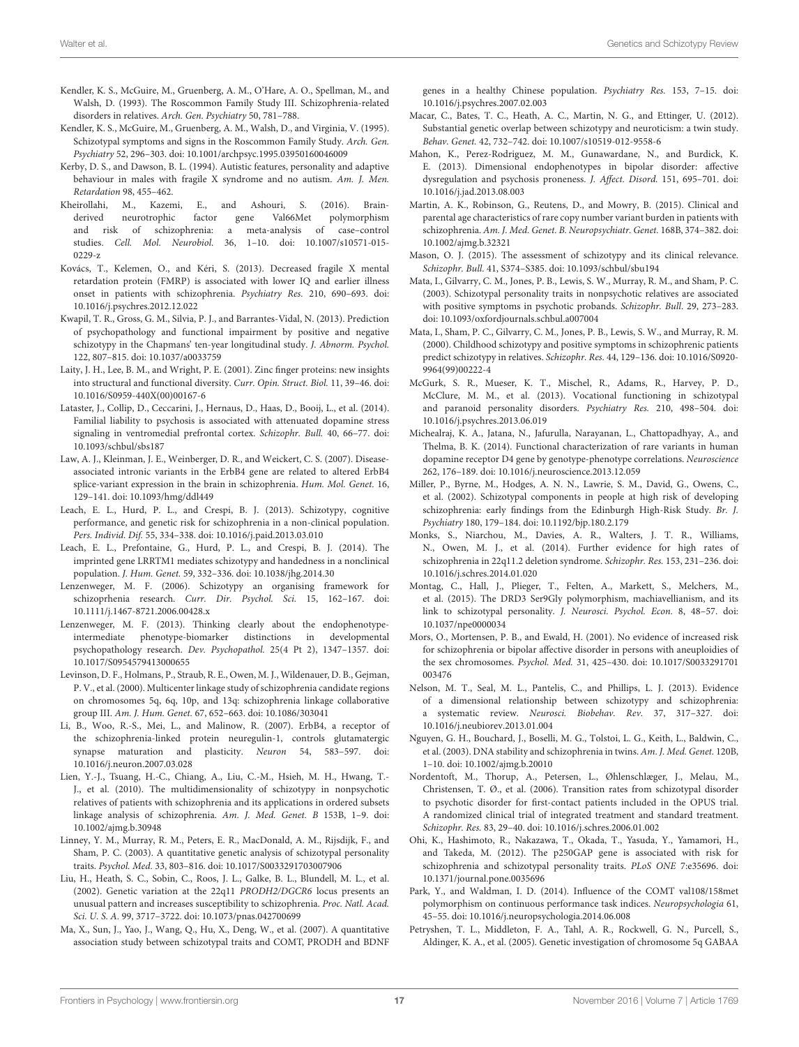Kendler, K. S., McGuire, M., Gruenberg, A. M., O'Hare, A. O., Spellman, M., and Walsh, D. (1993). The Roscommon Family Study III. Schizophrenia-related disorders in relatives. *Arch. Gen. Psychiatry* 50, 781–788.

Kendler, K. S., McGuire, M., Gruenberg, A. M., Walsh, D., and Virginia, V. (1995). Schizotypal symptoms and signs in the Roscommon Family Study. *Arch. Gen. Psychiatry* 52, 296–303. doi: 10.1001/archpsyc.1995.03950160046009

Kerby, D. S., and Dawson, B. L. (1994). Autistic features, personality and adaptive behaviour in males with fragile X syndrome and no autism. *Am. J. Men. Retardation* 98, 455–462.

Kheirollahi, M., Kazemi, E., and Ashouri, S. (2016). Brain-derived neurotrophic factor gene Val66Met polymorphism and risk of schizophrenia: a meta-analysis of case–control studies. *Cell. Mol. Neurobiol.* 36, 1–10. doi: 10.1007/s10571-015-0229-z

Kovács, T., Kelemen, O., and Kéri, S. (2013). Decreased fragile X mental retardation protein (FMRP) is associated with lower IQ and earlier illness onset in patients with schizophrenia. *Psychiatry Res.* 210, 690–693. doi: 10.1016/j.psychres.2012.12.022

Kwapil, T. R., Gross, G. M., Silvia, P. J., and Barrantes-Vidal, N. (2013). Prediction of psychopathology and functional impairment by positive and negative schizotypy in the Chapmans' ten-year longitudinal study. *J. Abnorm. Psychol.* 122, 807–815. doi: 10.1037/a0033759

Laity, J. H., Lee, B. M., and Wright, P. E. (2001). Zinc finger proteins: new insights into structural and functional diversity. *Curr. Opin. Struct. Biol.* 11, 39–46. doi: 10.1016/S0959-440X(00)00167-6

Lataster, J., Collip, D., Ceccarini, J., Hernaus, D., Haas, D., Booij, L., et al. (2014). Familial liability to psychosis is associated with attenuated dopamine stress signaling in ventromedial prefrontal cortex. *Schizophr. Bull.* 40, 66–77. doi: 10.1093/schbul/sbs187

Law, A. J., Kleinman, J. E., Weinberger, D. R., and Weickert, C. S. (2007). Disease-associated intronic variants in the ErbB4 gene are related to altered ErbB4 splice-variant expression in the brain in schizophrenia. *Hum. Mol. Genet.* 16, 129–141. doi: 10.1093/hmg/ddl449

Leach, E. L., Hurd, P. L., and Crespi, B. J. (2013). Schizotypy, cognitive performance, and genetic risk for schizophrenia in a non-clinical population. *Pers. Individ. Dif.* 55, 334–338. doi: 10.1016/j.paid.2013.03.010

Leach, E. L., Prefontaine, G., Hurd, P. L., and Crespi, B. J. (2014). The imprinted gene LRRTM1 mediates schizotypy and handedness in a nonclinical population. *J. Hum. Genet.* 59, 332–336. doi: 10.1038/jhg.2014.30

Lenzenweger, M. F. (2006). Schizotypy an organising framework for schizoprhenia research. *Curr. Dir. Psychol. Sci.* 15, 162–167. doi: 10.1111/j.1467-8721.2006.00428.x

Lenzenweger, M. F. (2013). Thinking clearly about the endophenotype-intermediate phenotype-biomarker distinctions in developmental psychopathology research. *Dev. Psychopathol.* 25(4 Pt 2), 1347–1357. doi: 10.1017/S0954579413000655

Levinson, D. F., Holmans, P., Straub, R. E., Owen, M. J., Wildenauer, D. B., Gejman, P. V., et al. (2000). Multicenter linkage study of schizophrenia candidate regions on chromosomes 5q, 6q, 10p, and 13q: schizophrenia linkage collaborative group III. *Am. J. Hum. Genet.* 67, 652–663. doi: 10.1086/303041

Li, B., Woo, R.-S., Mei, L., and Malinow, R. (2007). ErbB4, a receptor of the schizophrenia-linked protein neuregulin-1, controls glutamatergic synapse maturation and plasticity. *Neuron* 54, 583–597. doi: 10.1016/j.neuron.2007.03.028

Lien, Y.-J., Tsuang, H.-C., Chiang, A., Liu, C.-M., Hsieh, M. H., Hwang, T.-J., et al. (2010). The multidimensionality of schizotypy in nonpsychotic relatives of patients with schizophrenia and its applications in ordered subsets linkage analysis of schizophrenia. *Am. J. Med. Genet. B* 153B, 1–9. doi: 10.1002/ajmg.b.30948

Linney, Y. M., Murray, R. M., Peters, E. R., MacDonald, A. M., Rijsdijk, F., and Sham, P. C. (2003). A quantitative genetic analysis of schizotypal personality traits. *Psychol. Med.* 33, 803–816. doi: 10.1017/S0033291703007906

Liu, H., Heath, S. C., Sobin, C., Roos, J. L., Galke, B. L., Blundell, M. L., et al. (2002). Genetic variation at the 22q11 *PRODH2/DGCR6* locus presents an unusual pattern and increases susceptibility to schizophrenia. *Proc. Natl. Acad. Sci. U. S. A.* 99, 3717–3722. doi: 10.1073/pnas.042700699

Ma, X., Sun, J., Yao, J., Wang, Q., Hu, X., Deng, W., et al. (2007). A quantitative association study between schizotypal traits and COMT, PRODH and BDNF genes in a healthy Chinese population. *Psychiatry Res.* 153, 7–15. doi: 10.1016/j.psychres.2007.02.003

Macar, C., Bates, T. C., Heath, A. C., Martin, N. G., and Ettinger, U. (2012). Substantial genetic overlap between schizotypy and neuroticism: a twin study. *Behav. Genet.* 42, 732–742. doi: 10.1007/s10519-012-9558-6

Mahon, K., Perez-Rodriguez, M. M., Gunawardane, N., and Burdick, K. E. (2013). Dimensional endophenotypes in bipolar disorder: affective dysregulation and psychosis proneness. *J. Affect. Disord.* 151, 695–701. doi: 10.1016/j.jad.2013.08.003

Martin, A. K., Robinson, G., Reutens, D., and Mowry, B. (2015). Clinical and parental age characteristics of rare copy number variant burden in patients with schizophrenia. *Am. J. Med. Genet. B. Neuropsychiatr. Genet.* 168B, 374–382. doi: 10.1002/ajmg.b.32321

Mason, O. J. (2015). The assessment of schizotypy and its clinical relevance. *Schizophr. Bull.* 41, S374–S385. doi: 10.1093/schbul/sbu194

Mata, I., Gilvarry, C. M., Jones, P. B., Lewis, S. W., Murray, R. M., and Sham, P. C. (2003). Schizotypal personality traits in nonpsychotic relatives are associated with positive symptoms in psychotic probands. *Schizophr. Bull.* 29, 273–283. doi: 10.1093/oxfordjournals.schbul.a007004

Mata, I., Sham, P. C., Gilvarry, C. M., Jones, P. B., Lewis, S. W., and Murray, R. M. (2000). Childhood schizotypy and positive symptoms in schizophrenic patients predict schizotypy in relatives. *Schizophr. Res.* 44, 129–136. doi: 10.1016/S0920-9964(99)00222-4

McGurk, S. R., Mueser, K. T., Mischel, R., Adams, R., Harvey, P. D., McClure, M. M., et al. (2013). Vocational functioning in schizotypal and paranoid personality disorders. *Psychiatry Res.* 210, 498–504. doi: 10.1016/j.psychres.2013.06.019

Michealraj, K. A., Jatana, N., Jafurulla, Narayanan, L., Chattopadhyay, A., and Thelma, B. K. (2014). Functional characterization of rare variants in human dopamine receptor D4 gene by genotype-phenotype correlations. *Neuroscience* 262, 176–189. doi: 10.1016/j.neuroscience.2013.12.059

Miller, P., Byrne, M., Hodges, A. N. N., Lawrie, S. M., David, G., Owens, C., et al. (2002). Schizotypal components in people at high risk of developing schizophrenia: early findings from the Edinburgh High-Risk Study. *Br. J. Psychiatry* 180, 179–184. doi: 10.1192/bjp.180.2.179

Monks, S., Niarchou, M., Davies, A. R., Walters, J. T. R., Williams, N., Owen, M. J., et al. (2014). Further evidence for high rates of schizophrenia in 22q11.2 deletion syndrome. *Schizophr. Res.* 153, 231–236. doi: 10.1016/j.schres.2014.01.020

Montag, C., Hall, J., Plieger, T., Felten, A., Markett, S., Melchers, M., et al. (2015). The DRD3 Ser9Gly polymorphism, machiavellianism, and its link to schizotypal personality. *J. Neurosci. Psychol. Econ.* 8, 48–57. doi: 10.1037/npe0000034

Mors, O., Mortensen, P. B., and Ewald, H. (2001). No evidence of increased risk for schizophrenia or bipolar affective disorder in persons with aneuploidies of the sex chromosomes. *Psychol. Med.* 31, 425–430. doi: 10.1017/S0033291701003476

Nelson, M. T., Seal, M. L., Pantelis, C., and Phillips, L. J. (2013). Evidence of a dimensional relationship between schizotypy and schizophrenia: a systematic review. *Neurosci. Biobehav. Rev.* 37, 317–327. doi: 10.1016/j.neubiorev.2013.01.004

Nguyen, G. H., Bouchard, J., Boselli, M. G., Tolstoi, L. G., Keith, L., Baldwin, C., et al. (2003). DNA stability and schizophrenia in twins. *Am. J. Med. Genet.* 120B, 1–10. doi: 10.1002/ajmg.b.20010

Nordentoft, M., Thorup, A., Petersen, L., Øhlenschlæger, J., Melau, M., Christensen, T. Ø., et al. (2006). Transition rates from schizotypal disorder to psychotic disorder for first-contact patients included in the OPUS trial. A randomized clinical trial of integrated treatment and standard treatment. *Schizophr. Res.* 83, 29–40. doi: 10.1016/j.schres.2006.01.002

Ohi, K., Hashimoto, R., Nakazawa, T., Okada, T., Yasuda, Y., Yamamori, H., and Takeda, M. (2012). The p250GAP gene is associated with risk for schizophrenia and schizotypal personality traits. *PLoS ONE* 7:e35696. doi: 10.1371/journal.pone.0035696

Park, Y., and Waldman, I. D. (2014). Influence of the COMT val108/158met polymorphism on continuous performance task indices. *Neuropsychologia* 61, 45–55. doi: 10.1016/j.neuropsychologia.2014.06.008

Petryshen, T. L., Middleton, F. A., Tahl, A. R., Rockwell, G. N., Purcell, S., Aldinger, K. A., et al. (2005). Genetic investigation of chromosome 5q GABAA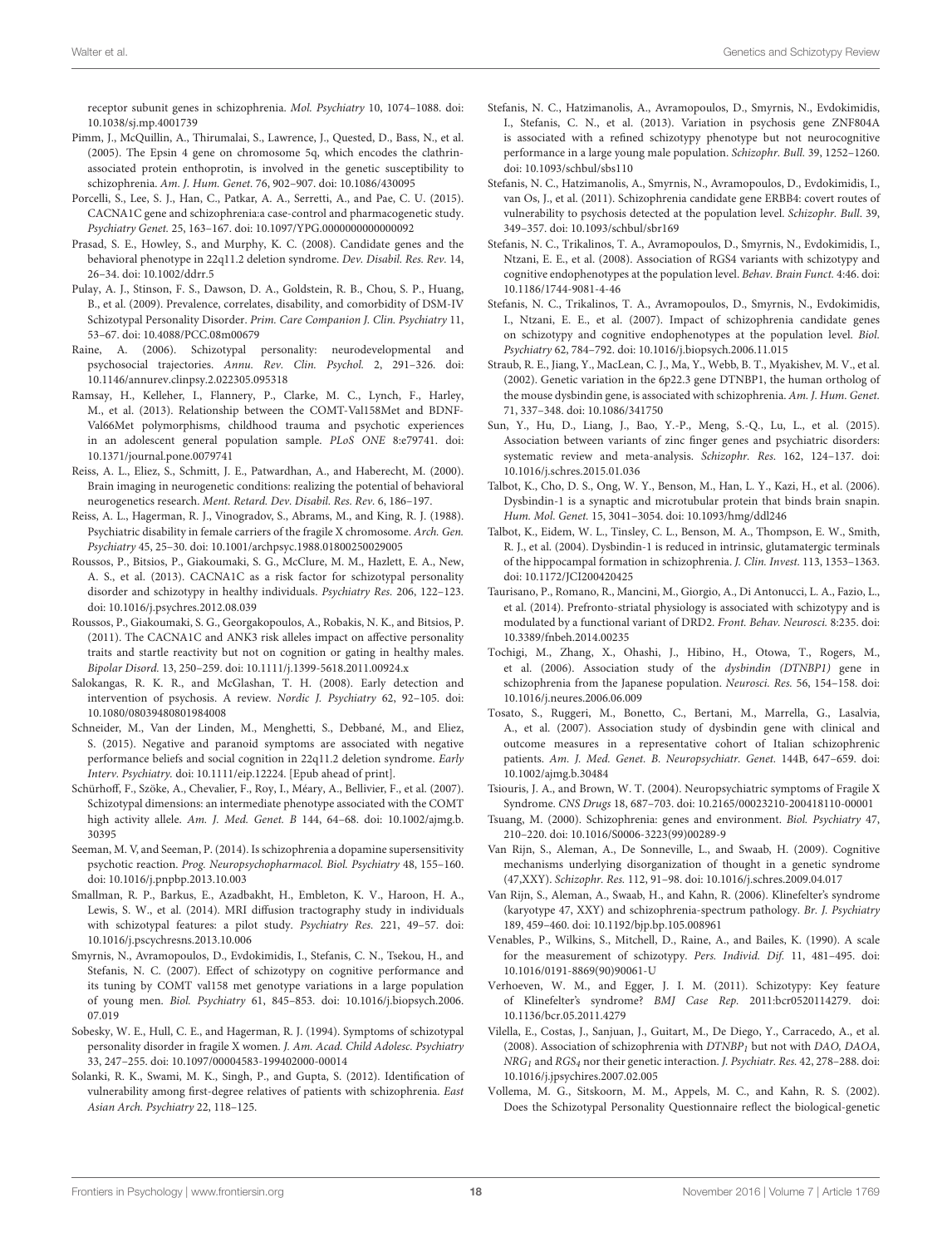receptor subunit genes in schizophrenia. *Mol. Psychiatry* 10, 1074–1088. doi: 10.1038/sj.mp.4001739

Pimm, J., McQuillin, A., Thirumalai, S., Lawrence, J., Quested, D., Bass, N., et al. (2005). The Epsin 4 gene on chromosome 5q, which encodes the clathrin-associated protein enthoprotin, is involved in the genetic susceptibility to schizophrenia. *Am. J. Hum. Genet.* 76, 902–907. doi: 10.1086/430095

Porcelli, S., Lee, S. J., Han, C., Patkar, A. A., Serretti, A., and Pae, C. U. (2015). CACNA1C gene and schizophrenia:a case-control and pharmacogenetic study. *Psychiatry Genet.* 25, 163–167. doi: 10.1097/YPG.0000000000000092

Prasad, S. E., Howley, S., and Murphy, K. C. (2008). Candidate genes and the behavioral phenotype in 22q11.2 deletion syndrome. *Dev. Disabil. Res. Rev.* 14, 26–34. doi: 10.1002/ddrr.5

Pulay, A. J., Stinson, F. S., Dawson, D. A., Goldstein, R. B., Chou, S. P., Huang, B., et al. (2009). Prevalence, correlates, disability, and comorbidity of DSM-IV Schizotypal Personality Disorder. *Prim. Care Companion J. Clin. Psychiatry* 11, 53–67. doi: 10.4088/PCC.08m00679

Raine, A. (2006). Schizotypal personality: neurodevelopmental and psychosocial trajectories. *Annu. Rev. Clin. Psychol.* 2, 291–326. doi: 10.1146/annurev.clinpsy.2.022305.095318

Ramsay, H., Kelleher, I., Flannery, P., Clarke, M. C., Lynch, F., Harley, M., et al. (2013). Relationship between the COMT-Val158Met and BDNF-Val66Met polymorphisms, childhood trauma and psychotic experiences in an adolescent general population sample. *PLoS ONE* 8:e79741. doi: 10.1371/journal.pone.0079741

Reiss, A. L., Eliez, S., Schmitt, J. E., Patwardhan, A., and Haberecht, M. (2000). Brain imaging in neurogenetic conditions: realizing the potential of behavioral neurogenetics research. *Ment. Retard. Dev. Disabil. Res. Rev.* 6, 186–197.

Reiss, A. L., Hagerman, R. J., Vinogradov, S., Abrams, M., and King, R. J. (1988). Psychiatric disability in female carriers of the fragile X chromosome. *Arch. Gen. Psychiatry* 45, 25–30. doi: 10.1001/archpsyc.1988.01800250029005

Roussos, P., Bitsios, P., Giakoumaki, S. G., McClure, M. M., Hazlett, E. A., New, A. S., et al. (2013). CACNA1C as a risk factor for schizotypal personality disorder and schizotypy in healthy individuals. *Psychiatry Res.* 206, 122–123. doi: 10.1016/j.psychres.2012.08.039

Roussos, P., Giakoumaki, S. G., Georgakopoulos, A., Robakis, N. K., and Bitsios, P. (2011). The CACNA1C and ANK3 risk alleles impact on affective personality traits and startle reactivity but not on cognition or gating in healthy males. *Bipolar Disord.* 13, 250–259. doi: 10.1111/j.1399-5618.2011.00924.x

Salokangas, R. K. R., and McGlashan, T. H. (2008). Early detection and intervention of psychosis. A review. *Nordic J. Psychiatry* 62, 92–105. doi: 10.1080/08039480801984008

Schneider, M., Van der Linden, M., Menghetti, S., Debbané, M., and Eliez, S. (2015). Negative and paranoid symptoms are associated with negative performance beliefs and social cognition in 22q11.2 deletion syndrome. *Early Interv. Psychiatry.* doi: 10.1111/eip.12224. [Epub ahead of print].

Schürhoff, F., Szöke, A., Chevalier, F., Roy, I., Méary, A., Bellivier, F., et al. (2007). Schizotypal dimensions: an intermediate phenotype associated with the COMT high activity allele. *Am. J. Med. Genet. B* 144, 64–68. doi: 10.1002/ajmg.b.30395

Seeman, M. V, and Seeman, P. (2014). Is schizophrenia a dopamine supersensitivity psychotic reaction. *Prog. Neuropsychopharmacol. Biol. Psychiatry* 48, 155–160. doi: 10.1016/j.pnpbp.2013.10.003

Smallman, R. P., Barkus, E., Azadbakht, H., Embleton, K. V., Haroon, H. A., Lewis, S. W., et al. (2014). MRI diffusion tractography study in individuals with schizotypal features: a pilot study. *Psychiatry Res.* 221, 49–57. doi: 10.1016/j.pscychresns.2013.10.006

Smyrnis, N., Avramopoulos, D., Evdokimidis, I., Stefanis, C. N., Tsekou, H., and Stefanis, N. C. (2007). Effect of schizotypy on cognitive performance and its tuning by COMT val158 met genotype variations in a large population of young men. *Biol. Psychiatry* 61, 845–853. doi: 10.1016/j.biopsych.2006.07.019

Sobesky, W. E., Hull, C. E., and Hagerman, R. J. (1994). Symptoms of schizotypal personality disorder in fragile X women. *J. Am. Acad. Child Adolesc. Psychiatry* 33, 247–255. doi: 10.1097/00004583-199402000-00014

Solanki, R. K., Swami, M. K., Singh, P., and Gupta, S. (2012). Identification of vulnerability among first-degree relatives of patients with schizophrenia. *East Asian Arch. Psychiatry* 22, 118–125.

Stefanis, N. C., Hatzimanolis, A., Avramopoulos, D., Smyrnis, N., Evdokimidis, I., Stefanis, C. N., et al. (2013). Variation in psychosis gene ZNF804A is associated with a refined schizotypy phenotype but not neurocognitive performance in a large young male population. *Schizophr. Bull.* 39, 1252–1260. doi: 10.1093/schbul/sbs110

Stefanis, N. C., Hatzimanolis, A., Smyrnis, N., Avramopoulos, D., Evdokimidis, I., van Os, J., et al. (2011). Schizophrenia candidate gene ERBB4: covert routes of vulnerability to psychosis detected at the population level. *Schizophr. Bull.* 39, 349–357. doi: 10.1093/schbul/sbr169

Stefanis, N. C., Trikalinos, T. A., Avramopoulos, D., Smyrnis, N., Evdokimidis, I., Ntzani, E. E., et al. (2008). Association of RGS4 variants with schizotypy and cognitive endophenotypes at the population level. *Behav. Brain Funct.* 4:46. doi: 10.1186/1744-9081-4-46

Stefanis, N. C., Trikalinos, T. A., Avramopoulos, D., Smyrnis, N., Evdokimidis, I., Ntzani, E. E., et al. (2007). Impact of schizophrenia candidate genes on schizotypy and cognitive endophenotypes at the population level. *Biol. Psychiatry* 62, 784–792. doi: 10.1016/j.biopsych.2006.11.015

Straub, R. E., Jiang, Y., MacLean, C. J., Ma, Y., Webb, B. T., Myakishev, M. V., et al. (2002). Genetic variation in the 6p22.3 gene DTNBP1, the human ortholog of the mouse dysbindin gene, is associated with schizophrenia. *Am. J. Hum. Genet.* 71, 337–348. doi: 10.1086/341750

Sun, Y., Hu, D., Liang, J., Bao, Y.-P., Meng, S.-Q., Lu, L., et al. (2015). Association between variants of zinc finger genes and psychiatric disorders: systematic review and meta-analysis. *Schizophr. Res.* 162, 124–137. doi: 10.1016/j.schres.2015.01.036

Talbot, K., Cho, D. S., Ong, W. Y., Benson, M., Han, L. Y., Kazi, H., et al. (2006). Dysbindin-1 is a synaptic and microtubular protein that binds brain snapin. *Hum. Mol. Genet.* 15, 3041–3054. doi: 10.1093/hmg/ddl246

Talbot, K., Eidem, W. L., Tinsley, C. L., Benson, M. A., Thompson, E. W., Smith, R. J., et al. (2004). Dysbindin-1 is reduced in intrinsic, glutamatergic terminals of the hippocampal formation in schizophrenia. *J. Clin. Invest.* 113, 1353–1363. doi: 10.1172/JCI200420425

Taurisano, P., Romano, R., Mancini, M., Giorgio, A., Di Antonucci, L. A., Fazio, L., et al. (2014). Prefronto-striatal physiology is associated with schizotypy and is modulated by a functional variant of DRD2. *Front. Behav. Neurosci.* 8:235. doi: 10.3389/fnbeh.2014.00235

Tochigi, M., Zhang, X., Ohashi, J., Hibino, H., Otowa, T., Rogers, M., et al. (2006). Association study of the *dysbindin (DTNBP1)* gene in schizophrenia from the Japanese population. *Neurosci. Res.* 56, 154–158. doi: 10.1016/j.neures.2006.06.009

Tosato, S., Ruggeri, M., Bonetto, C., Bertani, M., Marrella, G., Lasalvia, A., et al. (2007). Association study of dysbindin gene with clinical and outcome measures in a representative cohort of Italian schizophrenic patients. *Am. J. Med. Genet. B. Neuropsychiatr. Genet.* 144B, 647–659. doi: 10.1002/ajmg.b.30484

Tsiouris, J. A., and Brown, W. T. (2004). Neuropsychiatric symptoms of Fragile X Syndrome. *CNS Drugs* 18, 687–703. doi: 10.2165/00023210-200418110-00001

Tsuang, M. (2000). Schizophrenia: genes and environment. *Biol. Psychiatry* 47, 210–220. doi: 10.1016/S0006-3223(99)00289-9

Van Rijn, S., Aleman, A., De Sonneville, L., and Swaab, H. (2009). Cognitive mechanisms underlying disorganization of thought in a genetic syndrome (47,XXY). *Schizophr. Res.* 112, 91–98. doi: 10.1016/j.schres.2009.04.017

Van Rijn, S., Aleman, A., Swaab, H., and Kahn, R. (2006). Klinefelter's syndrome (karyotype 47, XXY) and schizophrenia-spectrum pathology. *Br. J. Psychiatry* 189, 459–460. doi: 10.1192/bjp.bp.105.008961

Venables, P., Wilkins, S., Mitchell, D., Raine, A., and Bailes, K. (1990). A scale for the measurement of schizotypy. *Pers. Individ. Dif.* 11, 481–495. doi: 10.1016/0191-8869(90)90061-U

Verhoeven, W. M., and Egger, J. I. M. (2011). Schizotypy: Key feature of Klinefelter's syndrome? *BMJ Case Rep.* 2011:bcr0520114279. doi: 10.1136/bcr.05.2011.4279

Vilella, E., Costas, J., Sanjuan, J., Guitart, M., De Diego, Y., Carracedo, A., et al. (2008). Association of schizophrenia with *DTNBP*$_1$ but not with *DAO, DAOA, NRG*$_1$ and *RGS*$_4$ nor their genetic interaction. *J. Psychiatr. Res.* 42, 278–288. doi: 10.1016/j.jpsychires.2007.02.005

Vollema, M. G., Sitskoorn, M. M., Appels, M. C., and Kahn, R. S. (2002). Does the Schizotypal Personality Questionnaire reflect the biological-genetic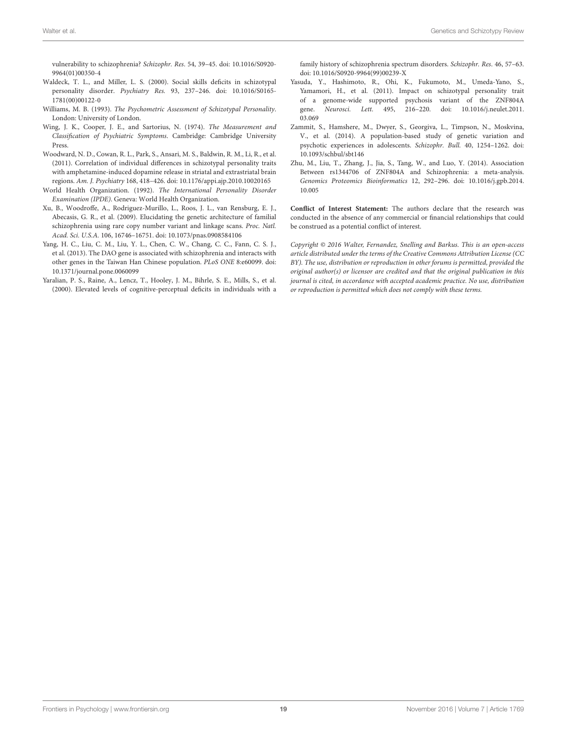vulnerability to schizophrenia? *Schizophr. Res*. 54, 39–45. doi: 10.1016/S0920-9964(01)00350-4

Waldeck, T. L., and Miller, L. S. (2000). Social skills deficits in schizotypal personality disorder. *Psychiatry Res.* 93, 237–246. doi: 10.1016/S0165-1781(00)00122-0

Williams, M. B. (1993). *The Psychometric Assessment of Schizotypal Personality*. London: University of London.

Wing, J. K., Cooper, J. E., and Sartorius, N. (1974). *The Measurement and Classification of Psychiatric Symptoms*. Cambridge: Cambridge University Press.

Woodward, N. D., Cowan, R. L., Park, S., Ansari, M. S., Baldwin, R. M., Li, R., et al. (2011). Correlation of individual differences in schizotypal personality traits with amphetamine-induced dopamine release in striatal and extrastriatal brain regions. *Am. J. Psychiatry* 168, 418–426. doi: 10.1176/appi.ajp.2010.10020165

World Health Organization. (1992). *The International Personality Disorder Examination (IPDE)*. Geneva: World Health Organization.

Xu, B., Woodroffe, A., Rodriguez-Murillo, L., Roos, J. L., van Rensburg, E. J., Abecasis, G. R., et al. (2009). Elucidating the genetic architecture of familial schizophrenia using rare copy number variant and linkage scans. *Proc. Natl. Acad. Sci. U.S.A.* 106, 16746–16751. doi: 10.1073/pnas.0908584106

Yang, H. C., Liu, C. M., Liu, Y. L., Chen, C. W., Chang, C. C., Fann, C. S. J., et al. (2013). The DAO gene is associated with schizophrenia and interacts with other genes in the Taiwan Han Chinese population. *PLoS ONE* 8:e60099. doi: 10.1371/journal.pone.0060099

Yaralian, P. S., Raine, A., Lencz, T., Hooley, J. M., Bihrle, S. E., Mills, S., et al. (2000). Elevated levels of cognitive-perceptual deficits in individuals with a family history of schizophrenia spectrum disorders. *Schizophr. Res*. 46, 57–63. doi: 10.1016/S0920-9964(99)00239-X

Yasuda, Y., Hashimoto, R., Ohi, K., Fukumoto, M., Umeda-Yano, S., Yamamori, H., et al. (2011). Impact on schizotypal personality trait of a genome-wide supported psychosis variant of the ZNF804A gene. *Neurosci. Lett.* 495, 216–220. doi: 10.1016/j.neulet.2011.03.069

Zammit, S., Hamshere, M., Dwyer, S., Georgiva, L., Timpson, N., Moskvina, V., et al. (2014). A population-based study of genetic variation and psychotic experiences in adolescents. *Schizophr. Bull.* 40, 1254–1262. doi: 10.1093/schbul/sbt146

Zhu, M., Liu, T., Zhang, J., Jia, S., Tang, W., and Luo, Y. (2014). Association Between rs1344706 of ZNF804A and Schizophrenia: a meta-analysis. *Genomics Proteomics Bioinformatics* 12, 292–296. doi: 10.1016/j.gpb.2014.10.005

**Conflict of Interest Statement:** The authors declare that the research was conducted in the absence of any commercial or financial relationships that could be construed as a potential conflict of interest.

*Copyright © 2016 Walter, Fernandez, Snelling and Barkus. This is an open-access article distributed under the terms of the Creative Commons Attribution License (CC BY). The use, distribution or reproduction in other forums is permitted, provided the original author(s) or licensor are credited and that the original publication in this journal is cited, in accordance with accepted academic practice. No use, distribution or reproduction is permitted which does not comply with these terms.*